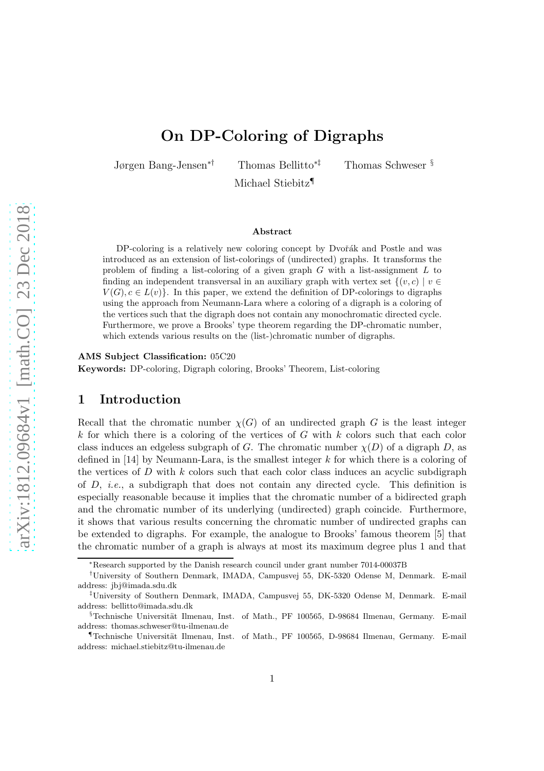# On DP-Coloring of Digraphs

Jørgen Bang-Jensen[*†] Thomas Bellitto[*‡] Thomas Schweser[§] Michael Stiebitz[¶]

### Abstract

DP-coloring is a relatively new coloring concept by Dvořák and Postle and was introduced as an extension of list-colorings of (undirected) graphs. It transforms the problem of finding a list-coloring of a given graph $G$ with a list-assignment $L$ to finding an independent transversal in an auxiliary graph with vertex set $\{(v,c) \mid v \in V(G), c \in L(v)\}$. In this paper, we extend the definition of DP-colorings to digraphs using the approach from Neumann-Lara where a coloring of a digraph is a coloring of the vertices such that the digraph does not contain any monochromatic directed cycle. Furthermore, we prove a Brooks' type theorem regarding the DP-chromatic number, which extends various results on the (list-)chromatic number of digraphs.

**AMS Subject Classification:** 05C20

**Keywords:** DP-coloring, Digraph coloring, Brooks' Theorem, List-coloring

## 1 Introduction

Recall that the chromatic number $\chi(G)$ of an undirected graph $G$ is the least integer $k$ for which there is a coloring of the vertices of $G$ with $k$ colors such that each color class induces an edgeless subgraph of $G$. The chromatic number $\chi(D)$ of a digraph $D$, as defined in [14] by Neumann-Lara, is the smallest integer $k$ for which there is a coloring of the vertices of $D$ with $k$ colors such that each color class induces an acyclic subdigraph of $D$, *i.e.*, a subdigraph that does not contain any directed cycle. This definition is especially reasonable because it implies that the chromatic number of a bidirected graph and the chromatic number of its underlying (undirected) graph coincide. Furthermore, it shows that various results concerning the chromatic number of undirected graphs can be extended to digraphs. For example, the analogue to Brooks' famous theorem [5] that the chromatic number of a graph is always at most its maximum degree plus 1 and that

---

[*]Research supported by the Danish research council under grant number 7014-00037B

[†]University of Southern Denmark, IMADA, Campusvej 55, DK-5320 Odense M, Denmark. E-mail address: jbj@imada.sdu.dk

[‡]University of Southern Denmark, IMADA, Campusvej 55, DK-5320 Odense M, Denmark. E-mail address: bellitto@imada.sdu.dk

[§]Technische Universität Ilmenau, Inst. of Math., PF 100565, D-98684 Ilmenau, Germany. E-mail address: thomas.schweser@tu-ilmenau.de

[¶]Technische Universität Ilmenau, Inst. of Math., PF 100565, D-98684 Ilmenau, Germany. E-mail address: michael.stiebitz@tu-ilmenau.de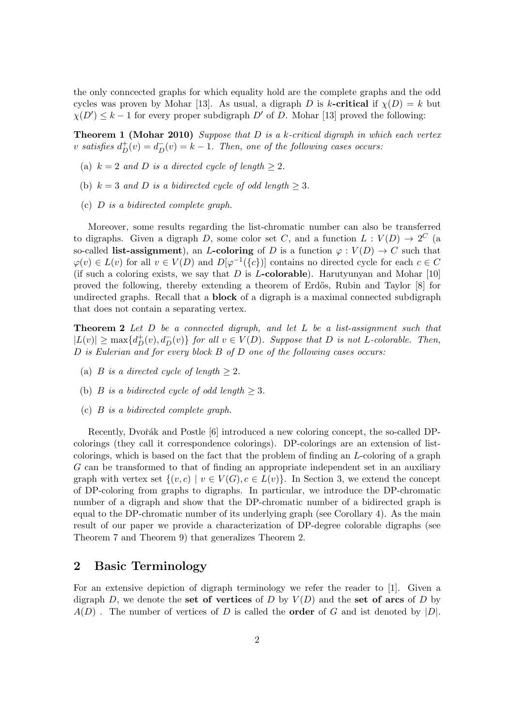the only conncected graphs for which equality hold are the complete graphs and the odd cycles was proven by Mohar [13]. As usual, a digraph $D$ is $k$**-critical** if $\chi(D) = k$ but $\chi(D') \leq k-1$ for every proper subdigraph $D'$ of $D$. Mohar [13] proved the following:

**Theorem 1 (Mohar 2010)** *Suppose that $D$ is a $k$-critical digraph in which each vertex $v$ satisfies $d_D^+(v) = d_D^-(v) = k-1$. Then, one of the following cases occurs:*

- (a) *$k = 2$ and $D$ is a directed cycle of length $\geq 2$.*
- (b) *$k = 3$ and $D$ is a bidirected cycle of odd length $\geq 3$.*
- (c) *$D$ is a bidirected complete graph.*

Moreover, some results regarding the list-chromatic number can also be transferred to digraphs. Given a digraph $D$, some color set $C$, and a function $L : V(D) \to 2^C$ (a so-called **list-assignment**), an $L$**-coloring** of $D$ is a function $\varphi : V(D) \to C$ such that $\varphi(v) \in L(v)$ for all $v \in V(D)$ and $D[\varphi^{-1}(\{c\})]$ contains no directed cycle for each $c \in C$ (if such a coloring exists, we say that $D$ is $L$**-colorable**). Harutyunyan and Mohar [10] proved the following, thereby extending a theorem of Erdős, Rubin and Taylor [8] for undirected graphs. Recall that a **block** of a digraph is a maximal connected subdigraph that does not contain a separating vertex.

**Theorem 2** *Let $D$ be a connected digraph, and let $L$ be a list-assignment such that $|L(v)| \geq \max\{d_D^+(v), d_D^-(v)\}$ for all $v \in V(D)$. Suppose that $D$ is not $L$-colorable. Then, $D$ is Eulerian and for every block $B$ of $D$ one of the following cases occurs:*

- (a) *$B$ is a directed cycle of length $\geq 2$.*
- (b) *$B$ is a bidirected cycle of odd length $\geq 3$.*
- (c) *$B$ is a bidirected complete graph.*

Recently, Dvořák and Postle [6] introduced a new coloring concept, the so-called DP-colorings (they call it correspondence colorings). DP-colorings are an extension of list-colorings, which is based on the fact that the problem of finding an $L$-coloring of a graph $G$ can be transformed to that of finding an appropriate independent set in an auxiliary graph with vertex set $\{(v, c) \mid v \in V(G), c \in L(v)\}$. In Section 3, we extend the concept of DP-coloring from graphs to digraphs. In particular, we introduce the DP-chromatic number of a digraph and show that the DP-chromatic number of a bidirected graph is equal to the DP-chromatic number of its underlying graph (see Corollary 4). As the main result of our paper we provide a characterization of DP-degree colorable digraphs (see Theorem 7 and Theorem 9) that generalizes Theorem 2.

## 2 Basic Terminology

For an extensive depiction of digraph terminology we refer the reader to [1]. Given a digraph $D$, we denote the **set of vertices** of $D$ by $V(D)$ and the **set of arcs** of $D$ by $A(D)$ . The number of vertices of $D$ is called the **order** of $G$ and ist denoted by $|D|$.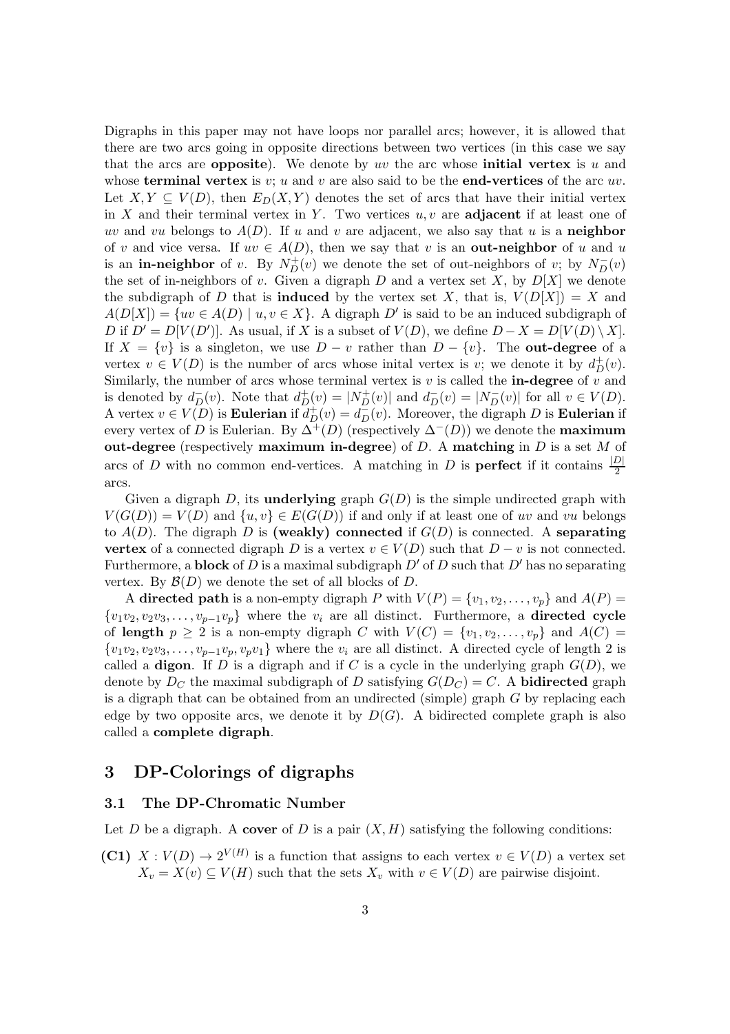Digraphs in this paper may not have loops nor parallel arcs; however, it is allowed that there are two arcs going in opposite directions between two vertices (in this case we say that the arcs are **opposite**). We denote by $uv$ the arc whose **initial vertex** is $u$ and whose **terminal vertex** is $v$; $u$ and $v$ are also said to be the **end-vertices** of the arc $uv$. Let $X, Y \subseteq V(D)$, then $E_D(X, Y)$ denotes the set of arcs that have their initial vertex in $X$ and their terminal vertex in $Y$. Two vertices $u, v$ are **adjacent** if at least one of $uv$ and $vu$ belongs to $A(D)$. If $u$ and $v$ are adjacent, we also say that $u$ is a **neighbor** of $v$ and vice versa. If $uv \in A(D)$, then we say that $v$ is an **out-neighbor** of $u$ and $u$ is an **in-neighbor** of $v$. By $N_D^+(v)$ we denote the set of out-neighbors of $v$; by $N_D^-(v)$ the set of in-neighbors of $v$. Given a digraph $D$ and a vertex set $X$, by $D[X]$ we denote the subdigraph of $D$ that is **induced** by the vertex set $X$, that is, $V(D[X]) = X$ and $A(D[X]) = \{uv \in A(D) \mid u, v \in X\}$. A digraph $D'$ is said to be an induced subdigraph of $D$ if $D' = D[V(D')]$. As usual, if $X$ is a subset of $V(D)$, we define $D - X = D[V(D) \setminus X]$. If $X = \{v\}$ is a singleton, we use $D - v$ rather than $D - \{v\}$. The **out-degree** of a vertex $v \in V(D)$ is the number of arcs whose inital vertex is $v$; we denote it by $d_D^+(v)$. Similarly, the number of arcs whose terminal vertex is $v$ is called the **in-degree** of $v$ and is denoted by $d_D^-(v)$. Note that $d_D^+(v) = |N_D^+(v)|$ and $d_D^-(v) = |N_D^-(v)|$ for all $v \in V(D)$. A vertex $v \in V(D)$ is **Eulerian** if $d_D^+(v) = d_D^-(v)$. Moreover, the digraph $D$ is **Eulerian** if every vertex of $D$ is Eulerian. By $\Delta^+(D)$ (respectively $\Delta^-(D)$) we denote the **maximum out-degree** (respectively **maximum in-degree**) of $D$. A **matching** in $D$ is a set $M$ of arcs of $D$ with no common end-vertices. A matching in $D$ is **perfect** if it contains $\frac{|D|}{2}$ arcs.

Given a digraph $D$, its **underlying** graph $G(D)$ is the simple undirected graph with $V(G(D)) = V(D)$ and $\{u, v\} \in E(G(D))$ if and only if at least one of $uv$ and $vu$ belongs to $A(D)$. The digraph $D$ is **(weakly) connected** if $G(D)$ is connected. A **separating vertex** of a connected digraph $D$ is a vertex $v \in V(D)$ such that $D - v$ is not connected. Furthermore, a **block** of $D$ is a maximal subdigraph $D'$ of $D$ such that $D'$ has no separating vertex. By $\mathcal{B}(D)$ we denote the set of all blocks of $D$.

A **directed path** is a non-empty digraph $P$ with $V(P) = \{v_1, v_2, \ldots, v_p\}$ and $A(P) = \{v_1v_2, v_2v_3, \ldots, v_{p-1}v_p\}$ where the $v_i$ are all distinct. Furthermore, a **directed cycle** of **length** $p \geq 2$ is a non-empty digraph $C$ with $V(C) = \{v_1, v_2, \ldots, v_p\}$ and $A(C) = \{v_1v_2, v_2v_3, \ldots, v_{p-1}v_p, v_pv_1\}$ where the $v_i$ are all distinct. A directed cycle of length 2 is called a **digon**. If $D$ is a digraph and if $C$ is a cycle in the underlying graph $G(D)$, we denote by $D_C$ the maximal subdigraph of $D$ satisfying $G(D_C) = C$. A **bidirected** graph is a digraph that can be obtained from an undirected (simple) graph $G$ by replacing each edge by two opposite arcs, we denote it by $D(G)$. A bidirected complete graph is also called a **complete digraph**.

## 3 DP-Colorings of digraphs

### 3.1 The DP-Chromatic Number

Let $D$ be a digraph. A **cover** of $D$ is a pair $(X, H)$ satisfying the following conditions:

**(C1)** $X : V(D) \to 2^{V(H)}$ is a function that assigns to each vertex $v \in V(D)$ a vertex set $X_v = X(v) \subseteq V(H)$ such that the sets $X_v$ with $v \in V(D)$ are pairwise disjoint.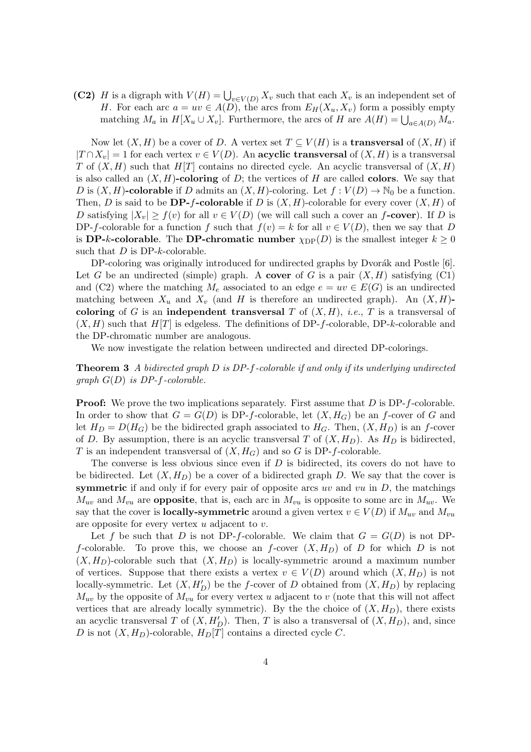**(C2)** $H$ is a digraph with $V(H) = \bigcup_{v \in V(D)} X_v$ such that each $X_v$ is an independent set of $H$. For each arc $a = uv \in A(D)$, the arcs from $E_H(X_u, X_v)$ form a possibly empty matching $M_a$ in $H[X_u \cup X_v]$. Furthermore, the arcs of $H$ are $A(H) = \bigcup_{a \in A(D)} M_a$.

Now let $(X, H)$ be a cover of $D$. A vertex set $T \subseteq V(H)$ is a **transversal** of $(X, H)$ if $|T \cap X_v| = 1$ for each vertex $v \in V(D)$. An **acyclic transversal** of $(X, H)$ is a transversal $T$ of $(X, H)$ such that $H[T]$ contains no directed cycle. An acyclic transversal of $(X, H)$ is also called an **$(X, H)$-coloring** of $D$; the vertices of $H$ are called **colors**. We say that $D$ is **$(X, H)$-colorable** if $D$ admits an $(X, H)$-coloring. Let $f : V(D) \to \mathbb{N}_0$ be a function. Then, $D$ is said to be **DP-$f$-colorable** if $D$ is $(X, H)$-colorable for every cover $(X, H)$ of $D$ satisfying $|X_v| \geq f(v)$ for all $v \in V(D)$ (we will call such a cover an **$f$-cover**). If $D$ is DP-$f$-colorable for a function $f$ such that $f(v) = k$ for all $v \in V(D)$, then we say that $D$ is **DP-$k$-colorable**. The **DP-chromatic number** $\chi_{\text{DP}}(D)$ is the smallest integer $k \geq 0$ such that $D$ is DP-$k$-colorable.

DP-coloring was originally introduced for undirected graphs by Dvorák and Postle [6]. Let $G$ be an undirected (simple) graph. A **cover** of $G$ is a pair $(X, H)$ satisfying (C1) and (C2) where the matching $M_e$ associated to an edge $e = uv \in E(G)$ is an undirected matching between $X_u$ and $X_v$ (and $H$ is therefore an undirected graph). An **$(X, H)$-coloring** of $G$ is an **independent transversal** $T$ of $(X, H)$, *i.e.*, $T$ is a transversal of $(X, H)$ such that $H[T]$ is edgeless. The definitions of DP-$f$-colorable, DP-$k$-colorable and the DP-chromatic number are analogous.

We now investigate the relation between undirected and directed DP-colorings.

**Theorem 3** *A bidirected graph $D$ is DP-$f$-colorable if and only if its underlying undirected graph $G(D)$ is DP-$f$-colorable.*

**Proof:** We prove the two implications separately. First assume that $D$ is DP-$f$-colorable. In order to show that $G = G(D)$ is DP-$f$-colorable, let $(X, H_G)$ be an $f$-cover of $G$ and let $H_D = D(H_G)$ be the bidirected graph associated to $H_G$. Then, $(X, H_D)$ is an $f$-cover of $D$. By assumption, there is an acyclic transversal $T$ of $(X, H_D)$. As $H_D$ is bidirected, $T$ is an independent transversal of $(X, H_G)$ and so $G$ is DP-$f$-colorable.

The converse is less obvious since even if $D$ is bidirected, its covers do not have to be bidirected. Let $(X, H_D)$ be a cover of a bidirected graph $D$. We say that the cover is **symmetric** if and only if for every pair of opposite arcs $uv$ and $vu$ in $D$, the matchings $M_{uv}$ and $M_{vu}$ are **opposite**, that is, each arc in $M_{vu}$ is opposite to some arc in $M_{uv}$. We say that the cover is **locally-symmetric** around a given vertex $v \in V(D)$ if $M_{uv}$ and $M_{vu}$ are opposite for every vertex $u$ adjacent to $v$.

Let $f$ be such that $D$ is not DP-$f$-colorable. We claim that $G = G(D)$ is not DP-$f$-colorable. To prove this, we choose an $f$-cover $(X, H_D)$ of $D$ for which $D$ is not $(X, H_D)$-colorable such that $(X, H_D)$ is locally-symmetric around a maximum number of vertices. Suppose that there exists a vertex $v \in V(D)$ around which $(X, H_D)$ is not locally-symmetric. Let $(X, H'_D)$ be the $f$-cover of $D$ obtained from $(X, H_D)$ by replacing $M_{uv}$ by the opposite of $M_{vu}$ for every vertex $u$ adjacent to $v$ (note that this will not affect vertices that are already locally symmetric). By the the choice of $(X, H_D)$, there exists an acyclic transversal $T$ of $(X, H'_D)$. Then, $T$ is also a transversal of $(X, H_D)$, and, since $D$ is not $(X, H_D)$-colorable, $H_D[T]$ contains a directed cycle $C$.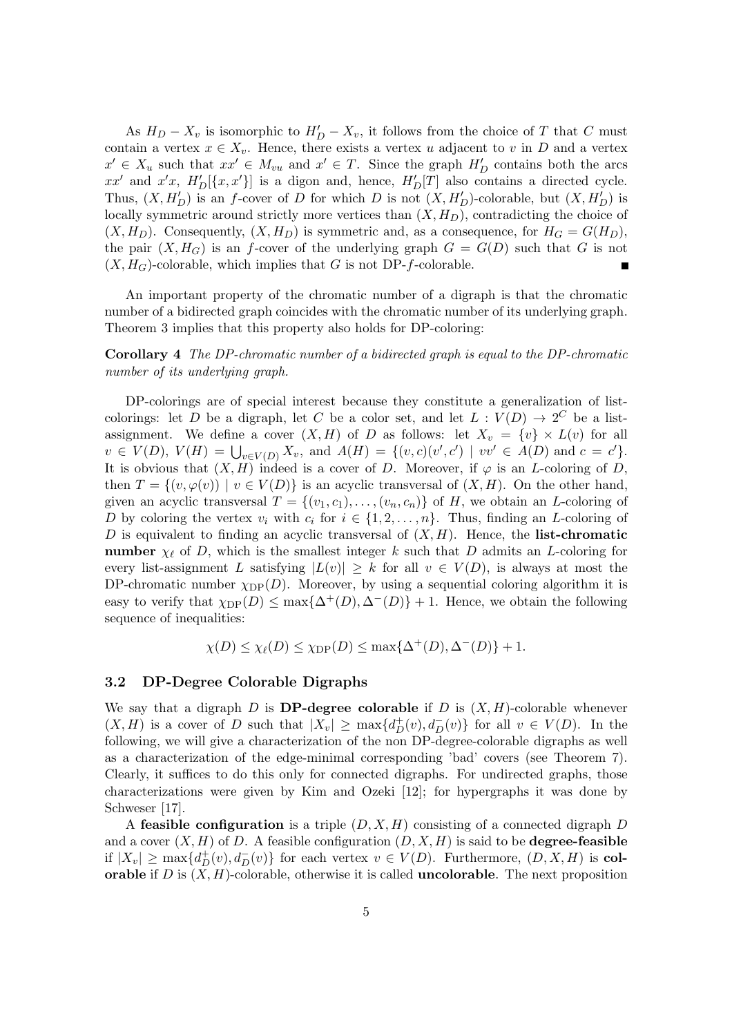As $H_D - X_v$ is isomorphic to $H'_D - X_v$, it follows from the choice of $T$ that $C$ must contain a vertex $x \in X_v$. Hence, there exists a vertex $u$ adjacent to $v$ in $D$ and a vertex $x' \in X_u$ such that $xx' \in M_{vu}$ and $x' \in T$. Since the graph $H'_D$ contains both the arcs $xx'$ and $x'x$, $H'_D[\{x,x'\}]$ is a digon and, hence, $H'_D[T]$ also contains a directed cycle. Thus, $(X, H'_D)$ is an $f$-cover of $D$ for which $D$ is not $(X, H'_D)$-colorable, but $(X, H'_D)$ is locally symmetric around strictly more vertices than $(X, H_D)$, contradicting the choice of $(X, H_D)$. Consequently, $(X, H_D)$ is symmetric and, as a consequence, for $H_G = G(H_D)$, the pair $(X, H_G)$ is an $f$-cover of the underlying graph $G = G(D)$ such that $G$ is not $(X, H_G)$-colorable, which implies that $G$ is not DP-$f$-colorable. ∎

An important property of the chromatic number of a digraph is that the chromatic number of a bidirected graph coincides with the chromatic number of its underlying graph. Theorem 3 implies that this property also holds for DP-coloring:

**Corollary 4** *The DP-chromatic number of a bidirected graph is equal to the DP-chromatic number of its underlying graph.*

DP-colorings are of special interest because they constitute a generalization of list-colorings: let $D$ be a digraph, let $C$ be a color set, and let $L : V(D) \to 2^C$ be a list-assignment. We define a cover $(X, H)$ of $D$ as follows: let $X_v = \{v\} \times L(v)$ for all $v \in V(D)$, $V(H) = \bigcup_{v \in V(D)} X_v$, and $A(H) = \{(v,c)(v',c') \mid vv' \in A(D) \text{ and } c = c'\}$. It is obvious that $(X, H)$ indeed is a cover of $D$. Moreover, if $\varphi$ is an $L$-coloring of $D$, then $T = \{(v, \varphi(v)) \mid v \in V(D)\}$ is an acyclic transversal of $(X, H)$. On the other hand, given an acyclic transversal $T = \{(v_1, c_1), \ldots, (v_n, c_n)\}$ of $H$, we obtain an $L$-coloring of $D$ by coloring the vertex $v_i$ with $c_i$ for $i \in \{1, 2, \ldots, n\}$. Thus, finding an $L$-coloring of $D$ is equivalent to finding an acyclic transversal of $(X, H)$. Hence, the **list-chromatic number** $\chi_\ell$ of $D$, which is the smallest integer $k$ such that $D$ admits an $L$-coloring for every list-assignment $L$ satisfying $|L(v)| \geq k$ for all $v \in V(D)$, is always at most the DP-chromatic number $\chi_{\mathrm{DP}}(D)$. Moreover, by using a sequential coloring algorithm it is easy to verify that $\chi_{\mathrm{DP}}(D) \leq \max\{\Delta^+(D), \Delta^-(D)\} + 1$. Hence, we obtain the following sequence of inequalities:

$$\chi(D) \leq \chi_\ell(D) \leq \chi_{\mathrm{DP}}(D) \leq \max\{\Delta^+(D), \Delta^-(D)\} + 1.$$

### 3.2 DP-Degree Colorable Digraphs

We say that a digraph $D$ is **DP-degree colorable** if $D$ is $(X, H)$-colorable whenever $(X, H)$ is a cover of $D$ such that $|X_v| \geq \max\{d_D^+(v), d_D^-(v)\}$ for all $v \in V(D)$. In the following, we will give a characterization of the non DP-degree-colorable digraphs as well as a characterization of the edge-minimal corresponding 'bad' covers (see Theorem 7). Clearly, it suffices to do this only for connected digraphs. For undirected graphs, those characterizations were given by Kim and Ozeki [12]; for hypergraphs it was done by Schweser [17].

A **feasible configuration** is a triple $(D, X, H)$ consisting of a connected digraph $D$ and a cover $(X, H)$ of $D$. A feasible configuration $(D, X, H)$ is said to be **degree-feasible** if $|X_v| \geq \max\{d_D^+(v), d_D^-(v)\}$ for each vertex $v \in V(D)$. Furthermore, $(D, X, H)$ is **colorable** if $D$ is $(X, H)$-colorable, otherwise it is called **uncolorable**. The next proposition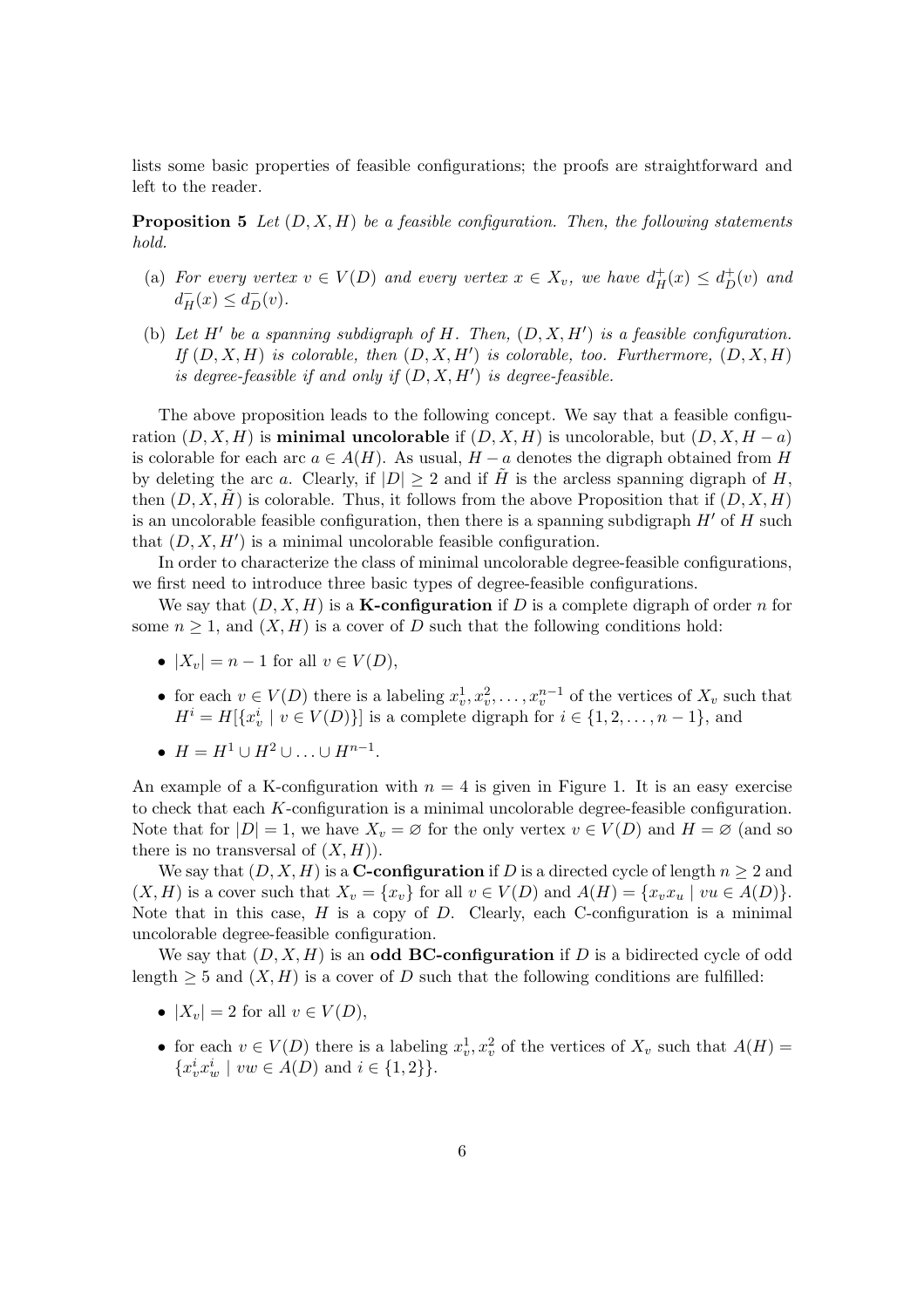lists some basic properties of feasible configurations; the proofs are straightforward and left to the reader.

**Proposition 5** *Let $(D, X, H)$ be a feasible configuration. Then, the following statements hold.*

- (a) *For every vertex $v \in V(D)$ and every vertex $x \in X_v$, we have $d_H^+(x) \le d_D^+(v)$ and $d_H^-(x) \le d_D^-(v)$.*
- (b) *Let $H'$ be a spanning subdigraph of $H$. Then, $(D, X, H')$ is a feasible configuration. If $(D, X, H)$ is colorable, then $(D, X, H')$ is colorable, too. Furthermore, $(D, X, H)$ is degree-feasible if and only if $(D, X, H')$ is degree-feasible.*

The above proposition leads to the following concept. We say that a feasible configuration $(D, X, H)$ is **minimal uncolorable** if $(D, X, H)$ is uncolorable, but $(D, X, H - a)$ is colorable for each arc $a \in A(H)$. As usual, $H - a$ denotes the digraph obtained from $H$ by deleting the arc $a$. Clearly, if $|D| \ge 2$ and if $\tilde{H}$ is the arcless spanning digraph of $H$, then $(D, X, \tilde{H})$ is colorable. Thus, it follows from the above Proposition that if $(D, X, H)$ is an uncolorable feasible configuration, then there is a spanning subdigraph $H'$ of $H$ such that $(D, X, H')$ is a minimal uncolorable feasible configuration.

In order to characterize the class of minimal uncolorable degree-feasible configurations, we first need to introduce three basic types of degree-feasible configurations.

We say that $(D, X, H)$ is a **K-configuration** if $D$ is a complete digraph of order $n$ for some $n \ge 1$, and $(X, H)$ is a cover of $D$ such that the following conditions hold:

- $|X_v| = n - 1$ for all $v \in V(D)$,
- for each $v \in V(D)$ there is a labeling $x_v^1, x_v^2, \ldots, x_v^{n-1}$ of the vertices of $X_v$ such that $H^i = H[\{x_v^i \mid v \in V(D)\}]$ is a complete digraph for $i \in \{1, 2, \ldots, n-1\}$, and
- $H = H^1 \cup H^2 \cup \ldots \cup H^{n-1}$.

An example of a K-configuration with $n = 4$ is given in Figure 1. It is an easy exercise to check that each $K$-configuration is a minimal uncolorable degree-feasible configuration. Note that for $|D| = 1$, we have $X_v = \varnothing$ for the only vertex $v \in V(D)$ and $H = \varnothing$ (and so there is no transversal of $(X, H)$).

We say that $(D, X, H)$ is a **C-configuration** if $D$ is a directed cycle of length $n \ge 2$ and $(X, H)$ is a cover such that $X_v = \{x_v\}$ for all $v \in V(D)$ and $A(H) = \{x_v x_u \mid vu \in A(D)\}$. Note that in this case, $H$ is a copy of $D$. Clearly, each C-configuration is a minimal uncolorable degree-feasible configuration.

We say that $(D, X, H)$ is an **odd BC-configuration** if $D$ is a bidirected cycle of odd length $\ge 5$ and $(X, H)$ is a cover of $D$ such that the following conditions are fulfilled:

- $|X_v| = 2$ for all $v \in V(D)$,
- for each $v \in V(D)$ there is a labeling $x_v^1, x_v^2$ of the vertices of $X_v$ such that $A(H) = \{x_v^i x_w^i \mid vw \in A(D) \text{ and } i \in \{1, 2\}\}$.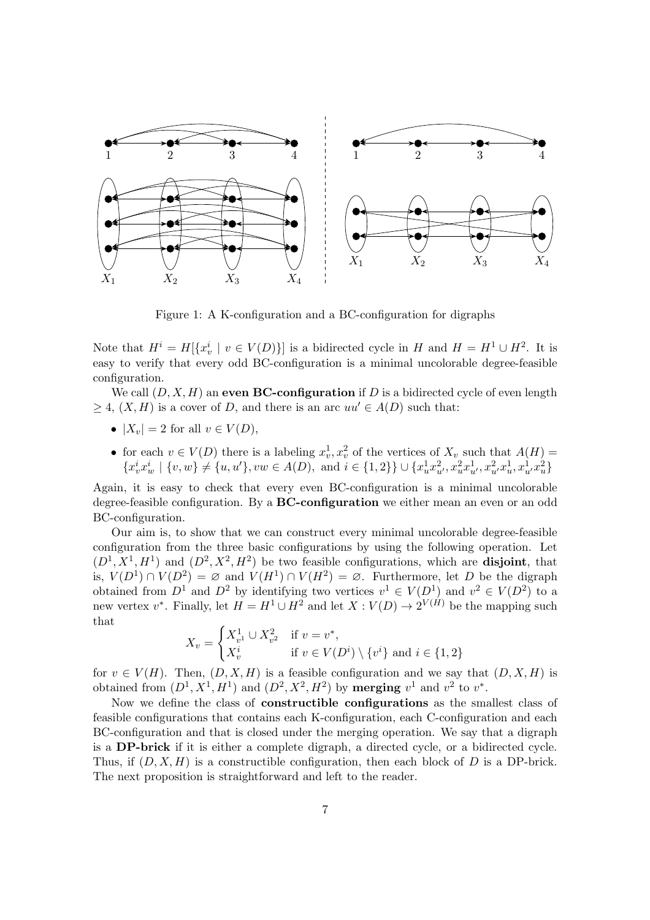Figure 1: A K-configuration and a BC-configuration for digraphs

Note that $H^i = H[\{x_v^i \mid v \in V(D)\}]$ is a bidirected cycle in $H$ and $H = H^1 \cup H^2$. It is easy to verify that every odd BC-configuration is a minimal uncolorable degree-feasible configuration.

We call $(D, X, H)$ an **even BC-configuration** if $D$ is a bidirected cycle of even length $\geq 4$, $(X, H)$ is a cover of $D$, and there is an arc $uu' \in A(D)$ such that:

- $|X_v| = 2$ for all $v \in V(D)$,
- for each $v \in V(D)$ there is a labeling $x_v^1, x_v^2$ of the vertices of $X_v$ such that $A(H) = \{x_v^i x_w^i \mid \{v, w\} \neq \{u, u'\}, vw \in A(D), \text{ and } i \in \{1, 2\}\} \cup \{x_u^1 x_{u'}^2, x_u^2 x_{u'}^1, x_{u'}^2 x_u^1, x_{u'}^1 x_u^2\}$

Again, it is easy to check that every even BC-configuration is a minimal uncolorable degree-feasible configuration. By a **BC-configuration** we either mean an even or an odd BC-configuration.

Our aim is, to show that we can construct every minimal uncolorable degree-feasible configuration from the three basic configurations by using the following operation. Let $(D^1, X^1, H^1)$ and $(D^2, X^2, H^2)$ be two feasible configurations, which are **disjoint**, that is, $V(D^1) \cap V(D^2) = \varnothing$ and $V(H^1) \cap V(H^2) = \varnothing$. Furthermore, let $D$ be the digraph obtained from $D^1$ and $D^2$ by identifying two vertices $v^1 \in V(D^1)$ and $v^2 \in V(D^2)$ to a new vertex $v^*$. Finally, let $H = H^1 \cup H^2$ and let $X : V(D) \to 2^{V(H)}$ be the mapping such that

$$X_v = \begin{cases} X_{v^1}^1 \cup X_{v^2}^2 & \text{if } v = v^*, \\ X_v^i & \text{if } v \in V(D^i) \setminus \{v^i\} \text{ and } i \in \{1, 2\} \end{cases}$$

for $v \in V(H)$. Then, $(D, X, H)$ is a feasible configuration and we say that $(D, X, H)$ is obtained from $(D^1, X^1, H^1)$ and $(D^2, X^2, H^2)$ by **merging** $v^1$ and $v^2$ to $v^*$.

Now we define the class of **constructible configurations** as the smallest class of feasible configurations that contains each K-configuration, each C-configuration and each BC-configuration and that is closed under the merging operation. We say that a digraph is a **DP-brick** if it is either a complete digraph, a directed cycle, or a bidirected cycle. Thus, if $(D, X, H)$ is a constructible configuration, then each block of $D$ is a DP-brick. The next proposition is straightforward and left to the reader.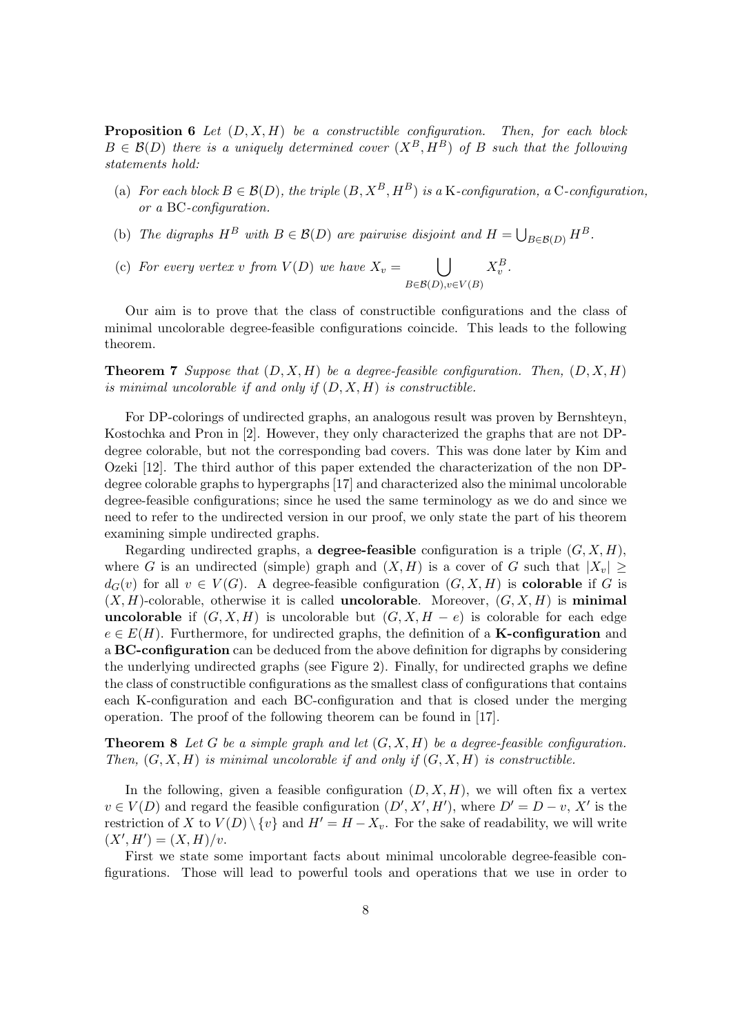**Proposition 6** *Let $(D, X, H)$ be a constructible configuration. Then, for each block $B \in \mathcal{B}(D)$ there is a uniquely determined cover $(X^B, H^B)$ of $B$ such that the following statements hold:*

(a) *For each block $B \in \mathcal{B}(D)$, the triple $(B, X^B, H^B)$ is a* K*-configuration, a* C*-configuration, or a* BC*-configuration.*

(b) *The digraphs $H^B$ with $B \in \mathcal{B}(D)$ are pairwise disjoint and $H = \bigcup_{B \in \mathcal{B}(D)} H^B$.*

(c) *For every vertex $v$ from $V(D)$ we have $X_v = \bigcup_{B \in \mathcal{B}(D), v \in V(B)} X_v^B$.*

Our aim is to prove that the class of constructible configurations and the class of minimal uncolorable degree-feasible configurations coincide. This leads to the following theorem.

**Theorem 7** *Suppose that $(D, X, H)$ be a degree-feasible configuration. Then, $(D, X, H)$ is minimal uncolorable if and only if $(D, X, H)$ is constructible.*

For DP-colorings of undirected graphs, an analogous result was proven by Bernshteyn, Kostochka and Pron in [2]. However, they only characterized the graphs that are not DP-degree colorable, but not the corresponding bad covers. This was done later by Kim and Ozeki [12]. The third author of this paper extended the characterization of the non DP-degree colorable graphs to hypergraphs [17] and characterized also the minimal uncolorable degree-feasible configurations; since he used the same terminology as we do and since we need to refer to the undirected version in our proof, we only state the part of his theorem examining simple undirected graphs.

Regarding undirected graphs, a **degree-feasible** configuration is a triple $(G, X, H)$, where $G$ is an undirected (simple) graph and $(X, H)$ is a cover of $G$ such that $|X_v| \geq d_G(v)$ for all $v \in V(G)$. A degree-feasible configuration $(G, X, H)$ is **colorable** if $G$ is $(X, H)$-colorable, otherwise it is called **uncolorable**. Moreover, $(G, X, H)$ is **minimal uncolorable** if $(G, X, H)$ is uncolorable but $(G, X, H - e)$ is colorable for each edge $e \in E(H)$. Furthermore, for undirected graphs, the definition of a **K-configuration** and a **BC-configuration** can be deduced from the above definition for digraphs by considering the underlying undirected graphs (see Figure 2). Finally, for undirected graphs we define the class of constructible configurations as the smallest class of configurations that contains each K-configuration and each BC-configuration and that is closed under the merging operation. The proof of the following theorem can be found in [17].

**Theorem 8** *Let $G$ be a simple graph and let $(G, X, H)$ be a degree-feasible configuration. Then, $(G, X, H)$ is minimal uncolorable if and only if $(G, X, H)$ is constructible.*

In the following, given a feasible configuration $(D, X, H)$, we will often fix a vertex $v \in V(D)$ and regard the feasible configuration $(D', X', H')$, where $D' = D - v$, $X'$ is the restriction of $X$ to $V(D) \setminus \{v\}$ and $H' = H - X_v$. For the sake of readability, we will write $(X', H') = (X, H)/v$.

First we state some important facts about minimal uncolorable degree-feasible configurations. Those will lead to powerful tools and operations that we use in order to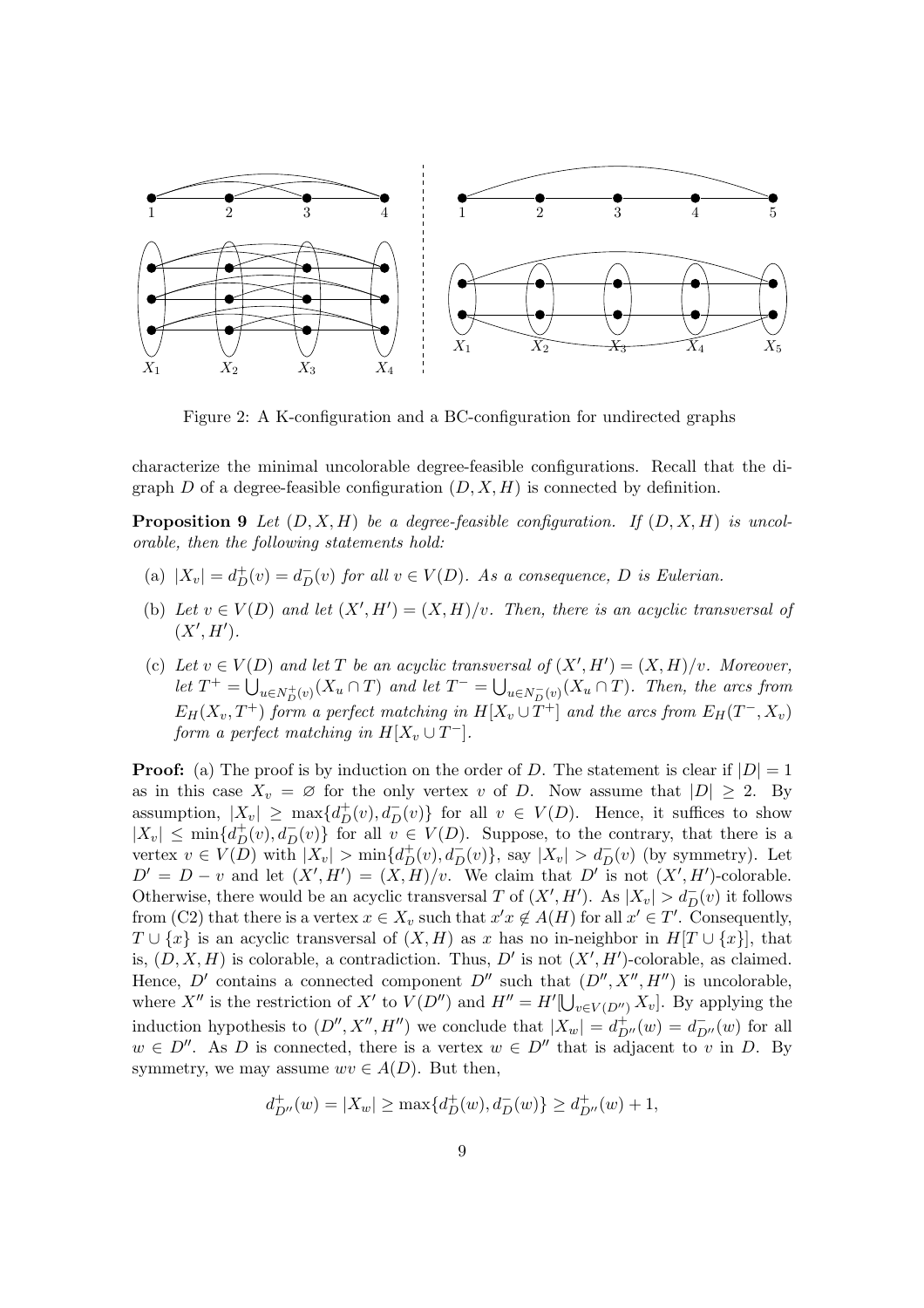Figure 2: A K-configuration and a BC-configuration for undirected graphs

characterize the minimal uncolorable degree-feasible configurations. Recall that the digraph $D$ of a degree-feasible configuration $(D, X, H)$ is connected by definition.

**Proposition 9** *Let $(D, X, H)$ be a degree-feasible configuration. If $(D, X, H)$ is uncolorable, then the following statements hold:*

(a) *$|X_v| = d_D^+(v) = d_D^-(v)$ for all $v \in V(D)$. As a consequence, $D$ is Eulerian.*

(b) *Let $v \in V(D)$ and let $(X', H') = (X, H)/v$. Then, there is an acyclic transversal of $(X', H')$.*

(c) *Let $v \in V(D)$ and let $T$ be an acyclic transversal of $(X', H') = (X, H)/v$. Moreover, let $T^+ = \bigcup_{u \in N_D^+(v)} (X_u \cap T)$ and let $T^- = \bigcup_{u \in N_D^-(v)} (X_u \cap T)$. Then, the arcs from $E_H(X_v, T^+)$ form a perfect matching in $H[X_v \cup T^+]$ and the arcs from $E_H(T^-, X_v)$ form a perfect matching in $H[X_v \cup T^-]$.*

**Proof:** (a) The proof is by induction on the order of $D$. The statement is clear if $|D| = 1$ as in this case $X_v = \varnothing$ for the only vertex $v$ of $D$. Now assume that $|D| \geq 2$. By assumption, $|X_v| \geq \max\{d_D^+(v), d_D^-(v)\}$ for all $v \in V(D)$. Hence, it suffices to show $|X_v| \leq \min\{d_D^+(v), d_D^-(v)\}$ for all $v \in V(D)$. Suppose, to the contrary, that there is a vertex $v \in V(D)$ with $|X_v| > \min\{d_D^+(v), d_D^-(v)\}$, say $|X_v| > d_D^-(v)$ (by symmetry). Let $D' = D - v$ and let $(X', H') = (X, H)/v$. We claim that $D'$ is not $(X', H')$-colorable. Otherwise, there would be an acyclic transversal $T$ of $(X', H')$. As $|X_v| > d_D^-(v)$ it follows from (C2) that there is a vertex $x \in X_v$ such that $x'x \notin A(H)$ for all $x' \in T'$. Consequently, $T \cup \{x\}$ is an acyclic transversal of $(X, H)$ as $x$ has no in-neighbor in $H[T \cup \{x\}]$, that is, $(D, X, H)$ is colorable, a contradiction. Thus, $D'$ is not $(X', H')$-colorable, as claimed. Hence, $D'$ contains a connected component $D''$ such that $(D'', X'', H'')$ is uncolorable, where $X''$ is the restriction of $X'$ to $V(D'')$ and $H'' = H'[\bigcup_{v \in V(D'')} X_v]$. By applying the induction hypothesis to $(D'', X'', H'')$ we conclude that $|X_w| = d_{D''}^+(w) = d_{D''}^-(w)$ for all $w \in D''$. As $D$ is connected, there is a vertex $w \in D''$ that is adjacent to $v$ in $D$. By symmetry, we may assume $wv \in A(D)$. But then,

$$d_{D''}^+(w) = |X_w| \geq \max\{d_D^+(w), d_D^-(w)\} \geq d_{D''}^+(w) + 1,$$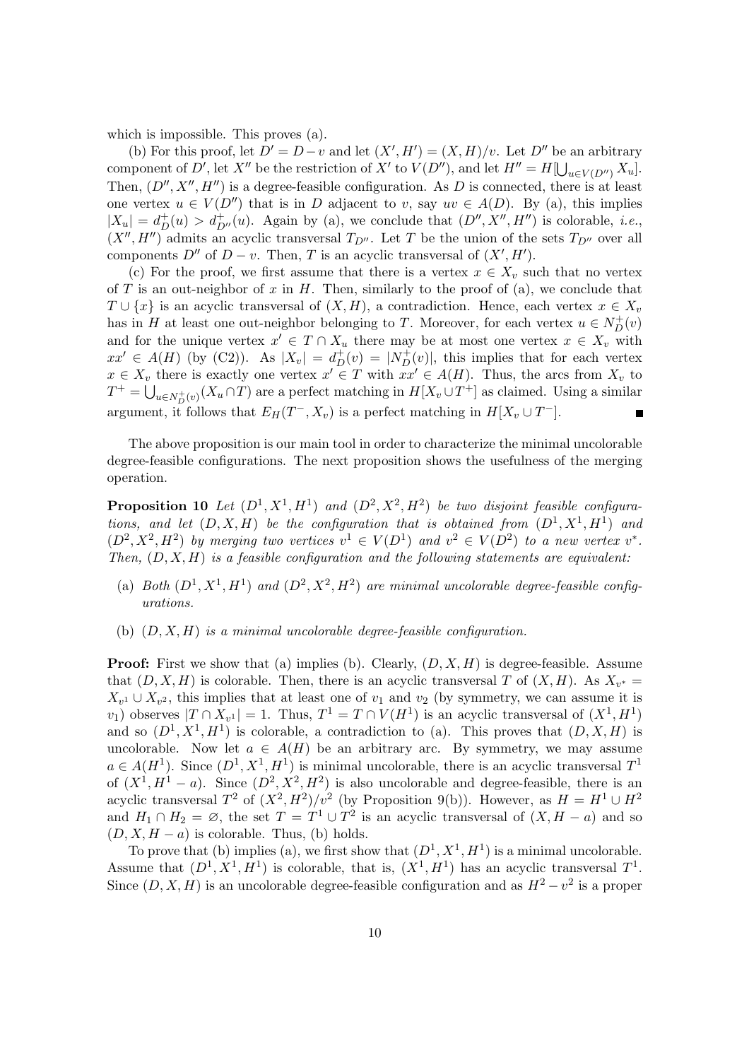which is impossible. This proves (a).

(b) For this proof, let $D' = D - v$ and let $(X', H') = (X, H)/v$. Let $D''$ be an arbitrary component of $D'$, let $X''$ be the restriction of $X'$ to $V(D'')$, and let $H'' = H[\bigcup_{u \in V(D'')} X_u]$. Then, $(D'', X'', H'')$ is a degree-feasible configuration. As $D$ is connected, there is at least one vertex $u \in V(D'')$ that is in $D$ adjacent to $v$, say $uv \in A(D)$. By (a), this implies $|X_u| = d^+_D(u) > d^+_{D''}(u)$. Again by (a), we conclude that $(D'', X'', H'')$ is colorable, *i.e.*, $(X'', H'')$ admits an acyclic transversal $T_{D''}$. Let $T$ be the union of the sets $T_{D''}$ over all components $D''$ of $D - v$. Then, $T$ is an acyclic transversal of $(X', H')$.

(c) For the proof, we first assume that there is a vertex $x \in X_v$ such that no vertex of $T$ is an out-neighbor of $x$ in $H$. Then, similarly to the proof of (a), we conclude that $T \cup \{x\}$ is an acyclic transversal of $(X, H)$, a contradiction. Hence, each vertex $x \in X_v$ has in $H$ at least one out-neighbor belonging to $T$. Moreover, for each vertex $u \in N^+_D(v)$ and for the unique vertex $x' \in T \cap X_u$ there may be at most one vertex $x \in X_v$ with $xx' \in A(H)$ (by (C2)). As $|X_v| = d^+_D(v) = |N^+_D(v)|$, this implies that for each vertex $x \in X_v$ there is exactly one vertex $x' \in T$ with $xx' \in A(H)$. Thus, the arcs from $X_v$ to $T^+ = \bigcup_{u \in N^+_D(v)} (X_u \cap T)$ are a perfect matching in $H[X_v \cup T^+]$ as claimed. Using a similar argument, it follows that $E_H(T^-, X_v)$ is a perfect matching in $H[X_v \cup T^-]$. ∎

The above proposition is our main tool in order to characterize the minimal uncolorable degree-feasible configurations. The next proposition shows the usefulness of the merging operation.

**Proposition 10** *Let $(D^1, X^1, H^1)$ and $(D^2, X^2, H^2)$ be two disjoint feasible configurations, and let $(D, X, H)$ be the configuration that is obtained from $(D^1, X^1, H^1)$ and $(D^2, X^2, H^2)$ by merging two vertices $v^1 \in V(D^1)$ and $v^2 \in V(D^2)$ to a new vertex $v^*$. Then, $(D, X, H)$ is a feasible configuration and the following statements are equivalent:*

- (a) *Both $(D^1, X^1, H^1)$ and $(D^2, X^2, H^2)$ are minimal uncolorable degree-feasible configurations.*
- (b) *$(D, X, H)$ is a minimal uncolorable degree-feasible configuration.*

**Proof:** First we show that (a) implies (b). Clearly, $(D, X, H)$ is degree-feasible. Assume that $(D, X, H)$ is colorable. Then, there is an acyclic transversal $T$ of $(X, H)$. As $X_{v^*} = X_{v^1} \cup X_{v^2}$, this implies that at least one of $v_1$ and $v_2$ (by symmetry, we can assume it is $v_1$) observes $|T \cap X_{v^1}| = 1$. Thus, $T^1 = T \cap V(H^1)$ is an acyclic transversal of $(X^1, H^1)$ and so $(D^1, X^1, H^1)$ is colorable, a contradiction to (a). This proves that $(D, X, H)$ is uncolorable. Now let $a \in A(H)$ be an arbitrary arc. By symmetry, we may assume $a \in A(H^1)$. Since $(D^1, X^1, H^1)$ is minimal uncolorable, there is an acyclic transversal $T^1$ of $(X^1, H^1 - a)$. Since $(D^2, X^2, H^2)$ is also uncolorable and degree-feasible, there is an acyclic transversal $T^2$ of $(X^2, H^2)/v^2$ (by Proposition 9(b)). However, as $H = H^1 \cup H^2$ and $H_1 \cap H_2 = \varnothing$, the set $T = T^1 \cup T^2$ is an acyclic transversal of $(X, H - a)$ and so $(D, X, H - a)$ is colorable. Thus, (b) holds.

To prove that (b) implies (a), we first show that $(D^1, X^1, H^1)$ is a minimal uncolorable. Assume that $(D^1, X^1, H^1)$ is colorable, that is, $(X^1, H^1)$ has an acyclic transversal $T^1$. Since $(D, X, H)$ is an uncolorable degree-feasible configuration and as $H^2 - v^2$ is a proper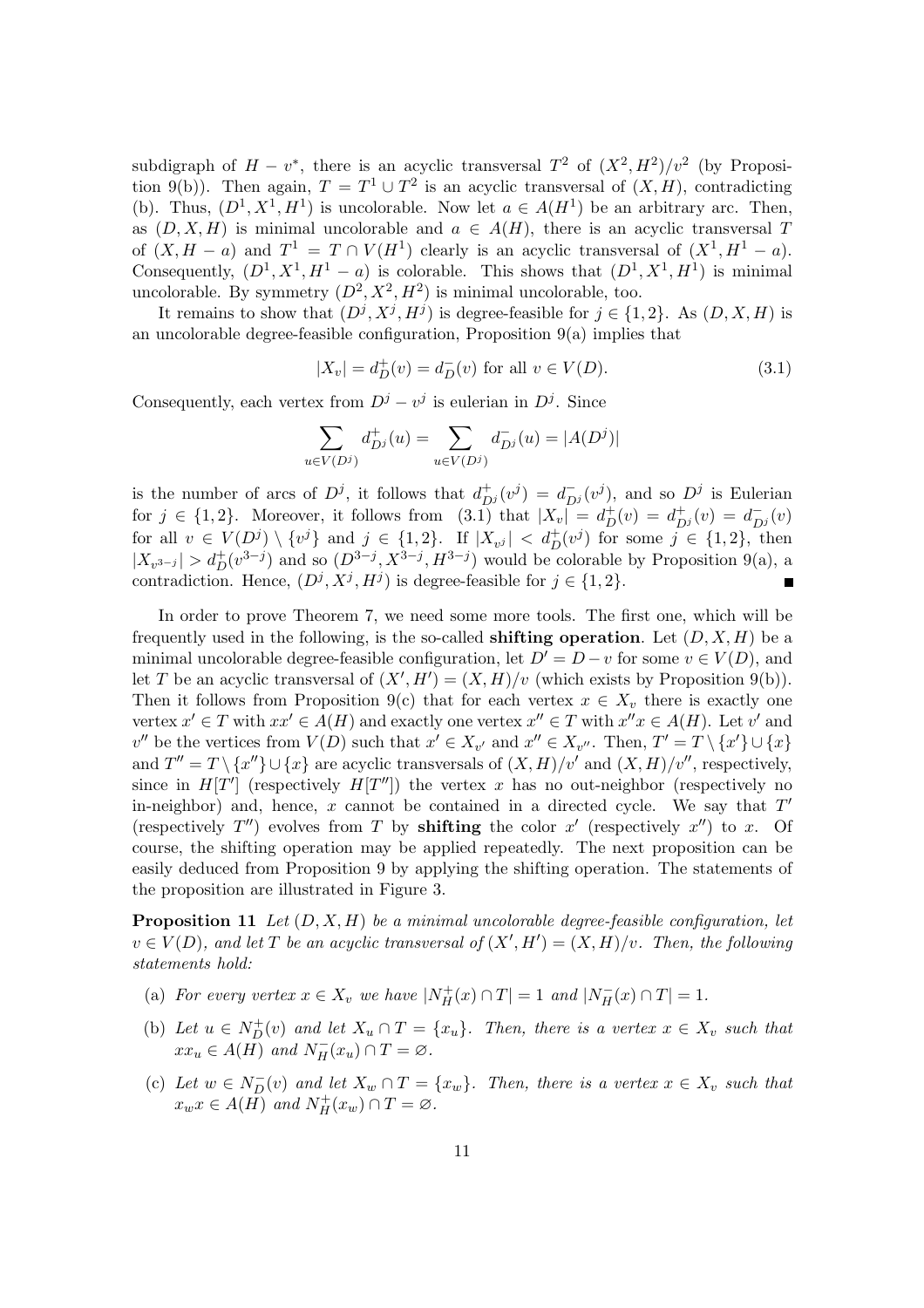subdigraph of $H - v^*$, there is an acyclic transversal $T^2$ of $(X^2, H^2)/v^2$ (by Proposition 9(b)). Then again, $T = T^1 \cup T^2$ is an acyclic transversal of $(X, H)$, contradicting (b). Thus, $(D^1, X^1, H^1)$ is uncolorable. Now let $a \in A(H^1)$ be an arbitrary arc. Then, as $(D, X, H)$ is minimal uncolorable and $a \in A(H)$, there is an acyclic transversal $T$ of $(X, H - a)$ and $T^1 = T \cap V(H^1)$ clearly is an acyclic transversal of $(X^1, H^1 - a)$. Consequently, $(D^1, X^1, H^1 - a)$ is colorable. This shows that $(D^1, X^1, H^1)$ is minimal uncolorable. By symmetry $(D^2, X^2, H^2)$ is minimal uncolorable, too.

It remains to show that $(D^j, X^j, H^j)$ is degree-feasible for $j \in \{1, 2\}$. As $(D, X, H)$ is an uncolorable degree-feasible configuration, Proposition 9(a) implies that

$$|X_v| = d_D^+(v) = d_D^-(v) \text{ for all } v \in V(D). \tag{3.1}$$

Consequently, each vertex from $D^j - v^j$ is eulerian in $D^j$. Since

$$\sum_{u \in V(D^j)} d_{D^j}^+(u) = \sum_{u \in V(D^j)} d_{D^j}^-(u) = |A(D^j)|$$

is the number of arcs of $D^j$, it follows that $d_{D^j}^+(v^j) = d_{D^j}^-(v^j)$, and so $D^j$ is Eulerian for $j \in \{1, 2\}$. Moreover, it follows from (3.1) that $|X_v| = d_D^+(v) = d_{D^j}^+(v) = d_{D^j}^-(v)$ for all $v \in V(D^j) \setminus \{v^j\}$ and $j \in \{1, 2\}$. If $|X_{v^j}| < d_D^+(v^j)$ for some $j \in \{1, 2\}$, then $|X_{v^{3-j}}| > d_D^+(v^{3-j})$ and so $(D^{3-j}, X^{3-j}, H^{3-j})$ would be colorable by Proposition 9(a), a contradiction. Hence, $(D^j, X^j, H^j)$ is degree-feasible for $j \in \{1, 2\}$. ∎

In order to prove Theorem 7, we need some more tools. The first one, which will be frequently used in the following, is the so-called **shifting operation**. Let $(D, X, H)$ be a minimal uncolorable degree-feasible configuration, let $D' = D - v$ for some $v \in V(D)$, and let $T$ be an acyclic transversal of $(X', H') = (X, H)/v$ (which exists by Proposition 9(b)). Then it follows from Proposition 9(c) that for each vertex $x \in X_v$ there is exactly one vertex $x' \in T$ with $xx' \in A(H)$ and exactly one vertex $x'' \in T$ with $x''x \in A(H)$. Let $v'$ and $v''$ be the vertices from $V(D)$ such that $x' \in X_{v'}$ and $x'' \in X_{v''}$. Then, $T' = T \setminus \{x'\} \cup \{x\}$ and $T'' = T \setminus \{x''\} \cup \{x\}$ are acyclic transversals of $(X, H)/v'$ and $(X, H)/v''$, respectively, since in $H[T']$ (respectively $H[T'']$) the vertex $x$ has no out-neighbor (respectively no in-neighbor) and, hence, $x$ cannot be contained in a directed cycle. We say that $T'$ (respectively $T''$) evolves from $T$ by **shifting** the color $x'$ (respectively $x''$) to $x$. Of course, the shifting operation may be applied repeatedly. The next proposition can be easily deduced from Proposition 9 by applying the shifting operation. The statements of the proposition are illustrated in Figure 3.

**Proposition 11** *Let $(D, X, H)$ be a minimal uncolorable degree-feasible configuration, let $v \in V(D)$, and let $T$ be an acyclic transversal of $(X', H') = (X, H)/v$. Then, the following statements hold:*

(a) *For every vertex $x \in X_v$ we have $|N_H^+(x) \cap T| = 1$ and $|N_H^-(x) \cap T| = 1$.*

(b) *Let $u \in N_D^+(v)$ and let $X_u \cap T = \{x_u\}$. Then, there is a vertex $x \in X_v$ such that $xx_u \in A(H)$ and $N_H^-(x_u) \cap T = \varnothing$.*

(c) *Let $w \in N_D^-(v)$ and let $X_w \cap T = \{x_w\}$. Then, there is a vertex $x \in X_v$ such that $x_w x \in A(H)$ and $N_H^+(x_w) \cap T = \varnothing$.*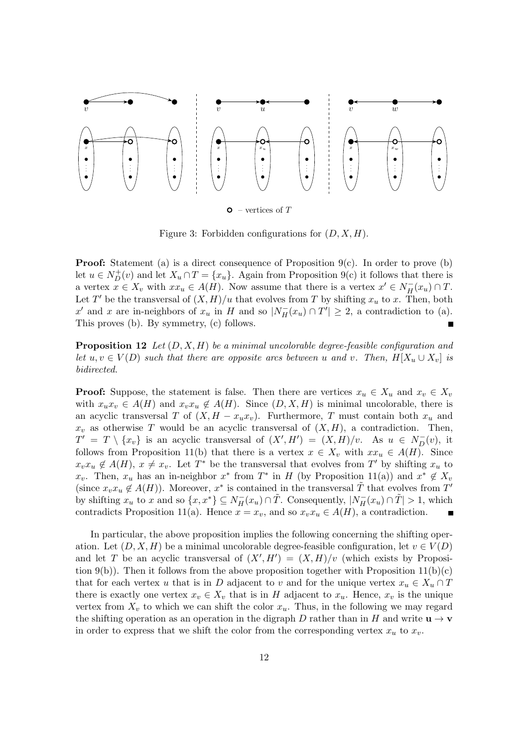○ – vertices of $T$

Figure 3: Forbidden configurations for $(D, X, H)$.

**Proof:** Statement (a) is a direct consequence of Proposition 9(c). In order to prove (b) let $u \in N_D^+(v)$ and let $X_u \cap T = \{x_u\}$. Again from Proposition 9(c) it follows that there is a vertex $x \in X_v$ with $xx_u \in A(H)$. Now assume that there is a vertex $x' \in N_H^-(x_u) \cap T$. Let $T'$ be the transversal of $(X, H)/u$ that evolves from $T$ by shifting $x_u$ to $x$. Then, both $x'$ and $x$ are in-neighbors of $x_u$ in $H$ and so $|N_H^-(x_u) \cap T'| \geq 2$, a contradiction to (a). This proves (b). By symmetry, (c) follows. ∎

**Proposition 12** *Let $(D, X, H)$ be a minimal uncolorable degree-feasible configuration and let $u, v \in V(D)$ such that there are opposite arcs between $u$ and $v$. Then, $H[X_u \cup X_v]$ is bidirected.*

**Proof:** Suppose, the statement is false. Then there are vertices $x_u \in X_u$ and $x_v \in X_v$ with $x_u x_v \in A(H)$ and $x_v x_u \notin A(H)$. Since $(D, X, H)$ is minimal uncolorable, there is an acyclic transversal $T$ of $(X, H - x_u x_v)$. Furthermore, $T$ must contain both $x_u$ and $x_v$ as otherwise $T$ would be an acyclic transversal of $(X, H)$, a contradiction. Then, $T' = T \setminus \{x_v\}$ is an acyclic transversal of $(X', H') = (X, H)/v$. As $u \in N_D^-(v)$, it follows from Proposition 11(b) that there is a vertex $x \in X_v$ with $xx_u \in A(H)$. Since $x_v x_u \notin A(H)$, $x \neq x_v$. Let $T^*$ be the transversal that evolves from $T'$ by shifting $x_u$ to $x_v$. Then, $x_u$ has an in-neighbor $x^*$ from $T^*$ in $H$ (by Proposition 11(a)) and $x^* \notin X_v$ (since $x_v x_u \notin A(H)$). Moreover, $x^*$ is contained in the transversal $\tilde{T}$ that evolves from $T'$ by shifting $x_u$ to $x$ and so $\{x, x^*\} \subseteq N_H^-(x_u) \cap \tilde{T}$. Consequently, $|N_H^-(x_u) \cap \tilde{T}| > 1$, which contradicts Proposition 11(a). Hence $x = x_v$, and so $x_v x_u \in A(H)$, a contradiction. ∎

In particular, the above proposition implies the following concerning the shifting operation. Let $(D, X, H)$ be a minimal uncolorable degree-feasible configuration, let $v \in V(D)$ and let $T$ be an acyclic transversal of $(X', H') = (X, H)/v$ (which exists by Proposition 9(b)). Then it follows from the above proposition together with Proposition 11(b)(c) that for each vertex $u$ that is in $D$ adjacent to $v$ and for the unique vertex $x_u \in X_u \cap T$ there is exactly one vertex $x_v \in X_v$ that is in $H$ adjacent to $x_u$. Hence, $x_v$ is the unique vertex from $X_v$ to which we can shift the color $x_u$. Thus, in the following we may regard the shifting operation as an operation in the digraph $D$ rather than in $H$ and write $\mathbf{u} \to \mathbf{v}$ in order to express that we shift the color from the corresponding vertex $x_u$ to $x_v$.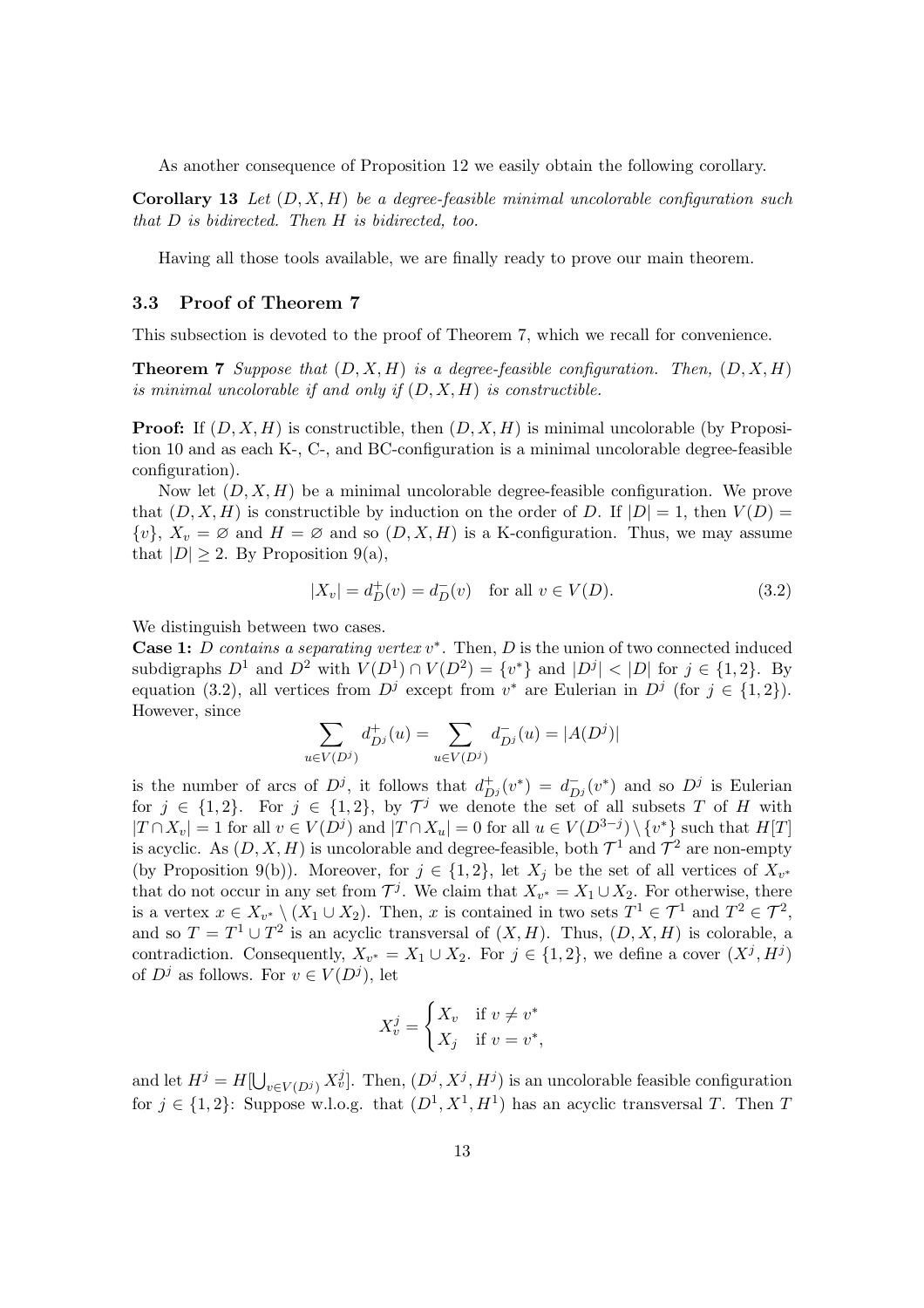As another consequence of Proposition 12 we easily obtain the following corollary.

**Corollary 13** *Let $(D, X, H)$ be a degree-feasible minimal uncolorable configuration such that $D$ is bidirected. Then $H$ is bidirected, too.*

Having all those tools available, we are finally ready to prove our main theorem.

### 3.3 Proof of Theorem 7

This subsection is devoted to the proof of Theorem 7, which we recall for convenience.

**Theorem 7** *Suppose that $(D, X, H)$ is a degree-feasible configuration. Then, $(D, X, H)$ is minimal uncolorable if and only if $(D, X, H)$ is constructible.*

**Proof:** If $(D, X, H)$ is constructible, then $(D, X, H)$ is minimal uncolorable (by Proposition 10 and as each K-, C-, and BC-configuration is a minimal uncolorable degree-feasible configuration).

Now let $(D, X, H)$ be a minimal uncolorable degree-feasible configuration. We prove that $(D, X, H)$ is constructible by induction on the order of $D$. If $|D| = 1$, then $V(D) = \{v\}$, $X_v = \varnothing$ and $H = \varnothing$ and so $(D, X, H)$ is a K-configuration. Thus, we may assume that $|D| \geq 2$. By Proposition 9(a),

$$|X_v| = d_D^+(v) = d_D^-(v) \quad \text{for all } v \in V(D). \tag{3.2}$$

We distinguish between two cases.

**Case 1:** *$D$ contains a separating vertex $v^*$.* Then, $D$ is the union of two connected induced subdigraphs $D^1$ and $D^2$ with $V(D^1) \cap V(D^2) = \{v^*\}$ and $|D^j| < |D|$ for $j \in \{1, 2\}$. By equation (3.2), all vertices from $D^j$ except from $v^*$ are Eulerian in $D^j$ (for $j \in \{1, 2\}$). However, since

$$\sum_{u \in V(D^j)} d_{D^j}^+(u) = \sum_{u \in V(D^j)} d_{D^j}^-(u) = |A(D^j)|$$

is the number of arcs of $D^j$, it follows that $d_{D^j}^+(v^*) = d_{D^j}^-(v^*)$ and so $D^j$ is Eulerian for $j \in \{1, 2\}$. For $j \in \{1, 2\}$, by $\mathcal{T}^j$ we denote the set of all subsets $T$ of $H$ with $|T \cap X_v| = 1$ for all $v \in V(D^j)$ and $|T \cap X_u| = 0$ for all $u \in V(D^{3-j}) \setminus \{v^*\}$ such that $H[T]$ is acyclic. As $(D, X, H)$ is uncolorable and degree-feasible, both $\mathcal{T}^1$ and $\mathcal{T}^2$ are non-empty (by Proposition 9(b)). Moreover, for $j \in \{1, 2\}$, let $X_j$ be the set of all vertices of $X_{v^*}$ that do not occur in any set from $\mathcal{T}^j$. We claim that $X_{v^*} = X_1 \cup X_2$. For otherwise, there is a vertex $x \in X_{v^*} \setminus (X_1 \cup X_2)$. Then, $x$ is contained in two sets $T^1 \in \mathcal{T}^1$ and $T^2 \in \mathcal{T}^2$, and so $T = T^1 \cup T^2$ is an acyclic transversal of $(X, H)$. Thus, $(D, X, H)$ is colorable, a contradiction. Consequently, $X_{v^*} = X_1 \cup X_2$. For $j \in \{1, 2\}$, we define a cover $(X^j, H^j)$ of $D^j$ as follows. For $v \in V(D^j)$, let

$$X_v^j = \begin{cases} X_v & \text{if } v \neq v^* \\ X_j & \text{if } v = v^*, \end{cases}$$

and let $H^j = H[\bigcup_{v \in V(D^j)} X_v^j]$. Then, $(D^j, X^j, H^j)$ is an uncolorable feasible configuration for $j \in \{1, 2\}$: Suppose w.l.o.g. that $(D^1, X^1, H^1)$ has an acyclic transversal $T$. Then $T$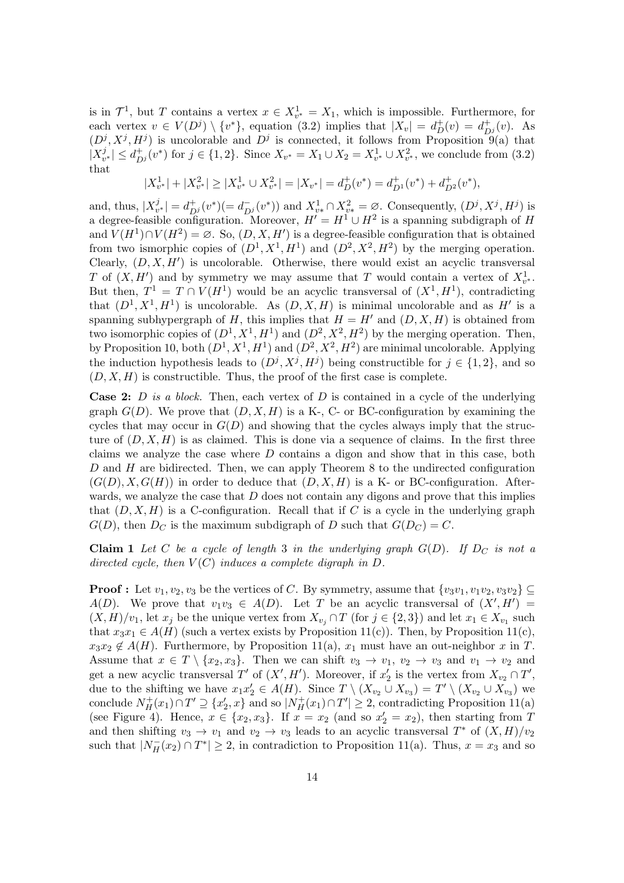is in $\mathcal{T}^1$, but $T$ contains a vertex $x \in X^1_{v^*} = X_1$, which is impossible. Furthermore, for each vertex $v \in V(D^j) \setminus \{v^*\}$, equation (3.2) implies that $|X_v| = d^+_D(v) = d^+_{D^j}(v)$. As $(D^j, X^j, H^j)$ is uncolorable and $D^j$ is connected, it follows from Proposition 9(a) that $|X^j_{v^*}| \leq d^+_{D^j}(v^*)$ for $j \in \{1, 2\}$. Since $X_{v^*} = X_1 \cup X_2 = X^1_{v^*} \cup X^2_{v^*}$, we conclude from (3.2) that

$$|X^1_{v^*}| + |X^2_{v^*}| \geq |X^1_{v^*} \cup X^2_{v^*}| = |X_{v^*}| = d^+_D(v^*) = d^+_{D^1}(v^*) + d^+_{D^2}(v^*),$$

and, thus, $|X^j_{v^*}| = d^+_{D^j}(v^*) (= d^-_{D^j}(v^*))$ and $X^1_{v*} \cap X^2_{v*} = \varnothing$. Consequently, $(D^j, X^j, H^j)$ is a degree-feasible configuration. Moreover, $H' = H^1 \cup H^2$ is a spanning subdigraph of $H$ and $V(H^1) \cap V(H^2) = \varnothing$. So, $(D, X, H')$ is a degree-feasible configuration that is obtained from two isomorphic copies of $(D^1, X^1, H^1)$ and $(D^2, X^2, H^2)$ by the merging operation. Clearly, $(D, X, H')$ is uncolorable. Otherwise, there would exist an acyclic transversal $T$ of $(X, H')$ and by symmetry we may assume that $T$ would contain a vertex of $X^1_{v^*}$. But then, $T^1 = T \cap V(H^1)$ would be an acyclic transversal of $(X^1, H^1)$, contradicting that $(D^1, X^1, H^1)$ is uncolorable. As $(D, X, H)$ is minimal uncolorable and as $H'$ is a spanning subhypergraph of $H$, this implies that $H = H'$ and $(D, X, H)$ is obtained from two isomorphic copies of $(D^1, X^1, H^1)$ and $(D^2, X^2, H^2)$ by the merging operation. Then, by Proposition 10, both $(D^1, X^1, H^1)$ and $(D^2, X^2, H^2)$ are minimal uncolorable. Applying the induction hypothesis leads to $(D^j, X^j, H^j)$ being constructible for $j \in \{1, 2\}$, and so $(D, X, H)$ is constructible. Thus, the proof of the first case is complete.

**Case 2:** *$D$ is a block.* Then, each vertex of $D$ is contained in a cycle of the underlying graph $G(D)$. We prove that $(D, X, H)$ is a K-, C- or BC-configuration by examining the cycles that may occur in $G(D)$ and showing that the cycles always imply that the structure of $(D, X, H)$ is as claimed. This is done via a sequence of claims. In the first three claims we analyze the case where $D$ contains a digon and show that in this case, both $D$ and $H$ are bidirected. Then, we can apply Theorem 8 to the undirected configuration $(G(D), X, G(H))$ in order to deduce that $(D, X, H)$ is a K- or BC-configuration. Afterwards, we analyze the case that $D$ does not contain any digons and prove that this implies that $(D, X, H)$ is a C-configuration. Recall that if $C$ is a cycle in the underlying graph $G(D)$, then $D_C$ is the maximum subdigraph of $D$ such that $G(D_C) = C$.

**Claim 1** *Let $C$ be a cycle of length 3 in the underlying graph $G(D)$. If $D_C$ is not a directed cycle, then $V(C)$ induces a complete digraph in $D$.*

**Proof :** Let $v_1, v_2, v_3$ be the vertices of $C$. By symmetry, assume that $\{v_3v_1, v_1v_2, v_3v_2\} \subseteq A(D)$. We prove that $v_1v_3 \in A(D)$. Let $T$ be an acyclic transversal of $(X', H') = (X, H)/v_1$, let $x_j$ be the unique vertex from $X_{v_j} \cap T$ (for $j \in \{2, 3\}$) and let $x_1 \in X_{v_1}$ such that $x_3x_1 \in A(H)$ (such a vertex exists by Proposition 11(c)). Then, by Proposition 11(c), $x_3x_2 \notin A(H)$. Furthermore, by Proposition 11(a), $x_1$ must have an out-neighbor $x$ in $T$. Assume that $x \in T \setminus \{x_2, x_3\}$. Then we can shift $v_3 \to v_1$, $v_2 \to v_3$ and $v_1 \to v_2$ and get a new acyclic transversal $T'$ of $(X', H')$. Moreover, if $x'_2$ is the vertex from $X_{v_2} \cap T'$, due to the shifting we have $x_1x'_2 \in A(H)$. Since $T \setminus (X_{v_2} \cup X_{v_3}) = T' \setminus (X_{v_2} \cup X_{v_3})$ we conclude $N^+_H(x_1) \cap T' \supseteq \{x'_2, x\}$ and so $|N^+_H(x_1) \cap T'| \geq 2$, contradicting Proposition 11(a) (see Figure 4). Hence, $x \in \{x_2, x_3\}$. If $x = x_2$ (and so $x'_2 = x_2$), then starting from $T$ and then shifting $v_3 \to v_1$ and $v_2 \to v_3$ leads to an acyclic transversal $T^*$ of $(X, H)/v_2$ such that $|N^-_H(x_2) \cap T^*| \geq 2$, in contradiction to Proposition 11(a). Thus, $x = x_3$ and so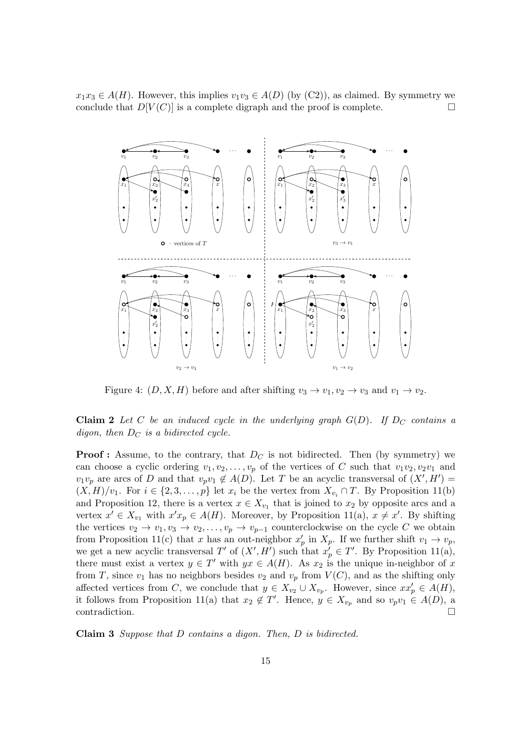$x_1x_3 \in A(H)$. However, this implies $v_1v_3 \in A(D)$ (by (C2)), as claimed. By symmetry we conclude that $D[V(C)]$ is a complete digraph and the proof is complete. □

Figure 4: $(D, X, H)$ before and after shifting $v_3 \to v_1, v_2 \to v_3$ and $v_1 \to v_2$.

**Claim 2** *Let $C$ be an induced cycle in the underlying graph $G(D)$. If $D_C$ contains a digon, then $D_C$ is a bidirected cycle.*

**Proof :** Assume, to the contrary, that $D_C$ is not bidirected. Then (by symmetry) we can choose a cyclic ordering $v_1, v_2, \ldots, v_p$ of the vertices of $C$ such that $v_1v_2, v_2v_1$ and $v_1v_p$ are arcs of $D$ and that $v_pv_1 \notin A(D)$. Let $T$ be an acyclic transversal of $(X', H') = (X, H)/v_1$. For $i \in \{2, 3, \ldots, p\}$ let $x_i$ be the vertex from $X_{v_i} \cap T$. By Proposition 11(b) and Proposition 12, there is a vertex $x \in X_{v_1}$ that is joined to $x_2$ by opposite arcs and a vertex $x' \in X_{v_1}$ with $x'x_p \in A(H)$. Moreover, by Proposition 11(a), $x \neq x'$. By shifting the vertices $v_2 \to v_1, v_3 \to v_2, \ldots, v_p \to v_{p-1}$ counterclockwise on the cycle $C$ we obtain from Proposition 11(c) that $x$ has an out-neighbor $x'_p$ in $X_p$. If we further shift $v_1 \to v_p$, we get a new acyclic transversal $T'$ of $(X', H')$ such that $x'_p \in T'$. By Proposition 11(a), there must exist a vertex $y \in T'$ with $yx \in A(H)$. As $x_2$ is the unique in-neighbor of $x$ from $T$, since $v_1$ has no neighbors besides $v_2$ and $v_p$ from $V(C)$, and as the shifting only affected vertices from $C$, we conclude that $y \in X_{v_2} \cup X_{v_p}$. However, since $xx'_p \in A(H)$, it follows from Proposition 11(a) that $x_2 \notin T'$. Hence, $y \in X_{v_p}$ and so $v_pv_1 \in A(D)$, a contradiction. □

**Claim 3** *Suppose that $D$ contains a digon. Then, $D$ is bidirected.*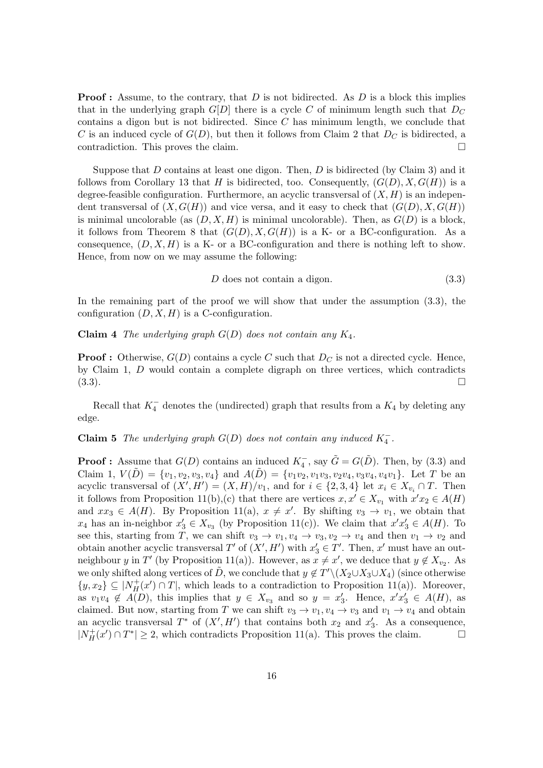**Proof :** Assume, to the contrary, that $D$ is not bidirected. As $D$ is a block this implies that in the underlying graph $G[D]$ there is a cycle $C$ of minimum length such that $D_C$ contains a digon but is not bidirected. Since $C$ has minimum length, we conclude that $C$ is an induced cycle of $G(D)$, but then it follows from Claim 2 that $D_C$ is bidirected, a contradiction. This proves the claim. $\square$

Suppose that $D$ contains at least one digon. Then, $D$ is bidirected (by Claim 3) and it follows from Corollary 13 that $H$ is bidirected, too. Consequently, $(G(D), X, G(H))$ is a degree-feasible configuration. Furthermore, an acyclic transversal of $(X, H)$ is an independent transversal of $(X, G(H))$ and vice versa, and it easy to check that $(G(D), X, G(H))$ is minimal uncolorable (as $(D, X, H)$ is minimal uncolorable). Then, as $G(D)$ is a block, it follows from Theorem 8 that $(G(D), X, G(H))$ is a K- or a BC-configuration. As a consequence, $(D, X, H)$ is a K- or a BC-configuration and there is nothing left to show. Hence, from now on we may assume the following:

$$D \text{ does not contain a digon.} \tag{3.3}$$

In the remaining part of the proof we will show that under the assumption (3.3), the configuration $(D, X, H)$ is a C-configuration.

**Claim 4** *The underlying graph $G(D)$ does not contain any $K_4$.*

**Proof :** Otherwise, $G(D)$ contains a cycle $C$ such that $D_C$ is not a directed cycle. Hence, by Claim 1, $D$ would contain a complete digraph on three vertices, which contradicts (3.3). $\square$

Recall that $K_4^-$ denotes the (undirected) graph that results from a $K_4$ by deleting any edge.

**Claim 5** *The underlying graph $G(D)$ does not contain any induced $K_4^-$.*

**Proof :** Assume that $G(D)$ contains an induced $K_4^-$, say $\tilde{G} = G(\tilde{D})$. Then, by (3.3) and Claim 1, $V(\tilde{D}) = \{v_1, v_2, v_3, v_4\}$ and $A(\tilde{D}) = \{v_1v_2, v_1v_3, v_2v_4, v_3v_4, v_4v_1\}$. Let $T$ be an acyclic transversal of $(X', H') = (X, H)/v_1$, and for $i \in \{2, 3, 4\}$ let $x_i \in X_{v_i} \cap T$. Then it follows from Proposition 11(b),(c) that there are vertices $x, x' \in X_{v_1}$ with $x'x_2 \in A(H)$ and $xx_3 \in A(H)$. By Proposition 11(a), $x \neq x'$. By shifting $v_3 \to v_1$, we obtain that $x_4$ has an in-neighbor $x_3' \in X_{v_3}$ (by Proposition 11(c)). We claim that $x'x_3' \in A(H)$. To see this, starting from $T$, we can shift $v_3 \to v_1, v_4 \to v_3, v_2 \to v_4$ and then $v_1 \to v_2$ and obtain another acyclic transversal $T'$ of $(X', H')$ with $x_3' \in T'$. Then, $x'$ must have an outneighbour $y$ in $T'$ (by Proposition 11(a)). However, as $x \neq x'$, we deduce that $y \notin X_{v_2}$. As we only shifted along vertices of $\tilde{D}$, we conclude that $y \notin T' \setminus (X_2 \cup X_3 \cup X_4)$ (since otherwise $\{y, x_2\} \subseteq |N_H^+(x') \cap T|$, which leads to a contradiction to Proposition 11(a)). Moreover, as $v_1v_4 \notin A(D)$, this implies that $y \in X_{v_3}$ and so $y = x_3'$. Hence, $x'x_3' \in A(H)$, as claimed. But now, starting from $T$ we can shift $v_3 \to v_1, v_4 \to v_3$ and $v_1 \to v_4$ and obtain an acyclic transversal $T^*$ of $(X', H')$ that contains both $x_2$ and $x_3'$. As a consequence, $|N_H^+(x') \cap T^*| \geq 2$, which contradicts Proposition 11(a). This proves the claim. $\square$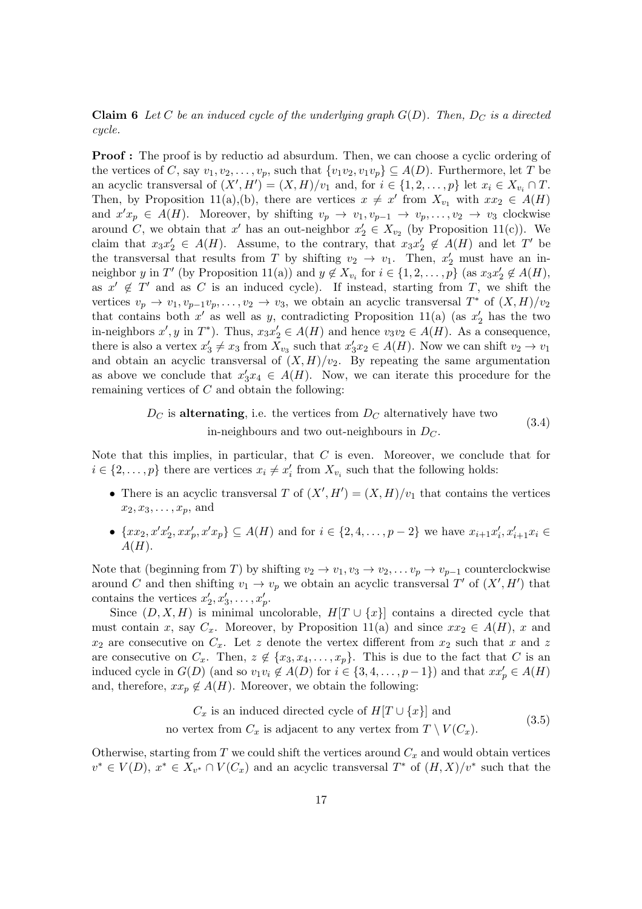**Claim 6** *Let $C$ be an induced cycle of the underlying graph $G(D)$. Then, $D_C$ is a directed cycle.*

**Proof :** The proof is by reductio ad absurdum. Then, we can choose a cyclic ordering of the vertices of $C$, say $v_1, v_2, \ldots, v_p$, such that $\{v_1v_2, v_1v_p\} \subseteq A(D)$. Furthermore, let $T$ be an acyclic transversal of $(X', H') = (X, H)/v_1$ and, for $i \in \{1, 2, \ldots, p\}$ let $x_i \in X_{v_i} \cap T$. Then, by Proposition 11(a),(b), there are vertices $x \neq x'$ from $X_{v_1}$ with $xx_2 \in A(H)$ and $x'x_p \in A(H)$. Moreover, by shifting $v_p \to v_1, v_{p-1} \to v_p, \ldots, v_2 \to v_3$ clockwise around $C$, we obtain that $x'$ has an out-neighbor $x'_2 \in X_{v_2}$ (by Proposition 11(c)). We claim that $x_3x'_2 \in A(H)$. Assume, to the contrary, that $x_3x'_2 \notin A(H)$ and let $T'$ be the transversal that results from $T$ by shifting $v_2 \to v_1$. Then, $x'_2$ must have an in-neighbor $y$ in $T'$ (by Proposition 11(a)) and $y \notin X_{v_i}$ for $i \in \{1, 2, \ldots, p\}$ (as $x_3x'_2 \notin A(H)$, as $x' \notin T'$ and as $C$ is an induced cycle). If instead, starting from $T$, we shift the vertices $v_p \to v_1, v_{p-1}v_p, \ldots, v_2 \to v_3$, we obtain an acyclic transversal $T^*$ of $(X, H)/v_2$ that contains both $x'$ as well as $y$, contradicting Proposition 11(a) (as $x'_2$ has the two in-neighbors $x', y$ in $T^*$). Thus, $x_3x'_2 \in A(H)$ and hence $v_3v_2 \in A(H)$. As a consequence, there is also a vertex $x'_3 \neq x_3$ from $X_{v_3}$ such that $x'_3x_2 \in A(H)$. Now we can shift $v_2 \to v_1$ and obtain an acyclic transversal of $(X, H)/v_2$. By repeating the same argumentation as above we conclude that $x'_3x_4 \in A(H)$. Now, we can iterate this procedure for the remaining vertices of $C$ and obtain the following:

$$D_C \text{ is } \textbf{alternating}\text{, i.e. the vertices from } D_C \text{ alternatively have two in-neighbours and two out-neighbours in } D_C. \tag{3.4}$$

Note that this implies, in particular, that $C$ is even. Moreover, we conclude that for $i \in \{2, \ldots, p\}$ there are vertices $x_i \neq x'_i$ from $X_{v_i}$ such that the following holds:

- There is an acyclic transversal $T$ of $(X', H') = (X, H)/v_1$ that contains the vertices $x_2, x_3, \ldots, x_p$, and
- $\{xx_2, x'x'_2, xx'_p, x'x_p\} \subseteq A(H)$ and for $i \in \{2, 4, \ldots, p-2\}$ we have $x_{i+1}x'_i, x'_{i+1}x_i \in A(H)$.

Note that (beginning from $T$) by shifting $v_2 \to v_1, v_3 \to v_2, \ldots v_p \to v_{p-1}$ counterclockwise around $C$ and then shifting $v_1 \to v_p$ we obtain an acyclic transversal $T'$ of $(X', H')$ that contains the vertices $x'_2, x'_3, \ldots, x'_p$.

Since $(D, X, H)$ is minimal uncolorable, $H[T \cup \{x\}]$ contains a directed cycle that must contain $x$, say $C_x$. Moreover, by Proposition 11(a) and since $xx_2 \in A(H)$, $x$ and $x_2$ are consecutive on $C_x$. Let $z$ denote the vertex different from $x_2$ such that $x$ and $z$ are consecutive on $C_x$. Then, $z \notin \{x_3, x_4, \ldots, x_p\}$. This is due to the fact that $C$ is an induced cycle in $G(D)$ (and so $v_1v_i \notin A(D)$ for $i \in \{3, 4, \ldots, p-1\}$) and that $xx'_p \in A(H)$ and, therefore, $xx_p \notin A(H)$. Moreover, we obtain the following:

$$C_x \text{ is an induced directed cycle of } H[T \cup \{x\}] \text{ and no vertex from } C_x \text{ is adjacent to any vertex from } T \setminus V(C_x). \tag{3.5}$$

Otherwise, starting from $T$ we could shift the vertices around $C_x$ and would obtain vertices $v^* \in V(D)$, $x^* \in X_{v^*} \cap V(C_x)$ and an acyclic transversal $T^*$ of $(H, X)/v^*$ such that the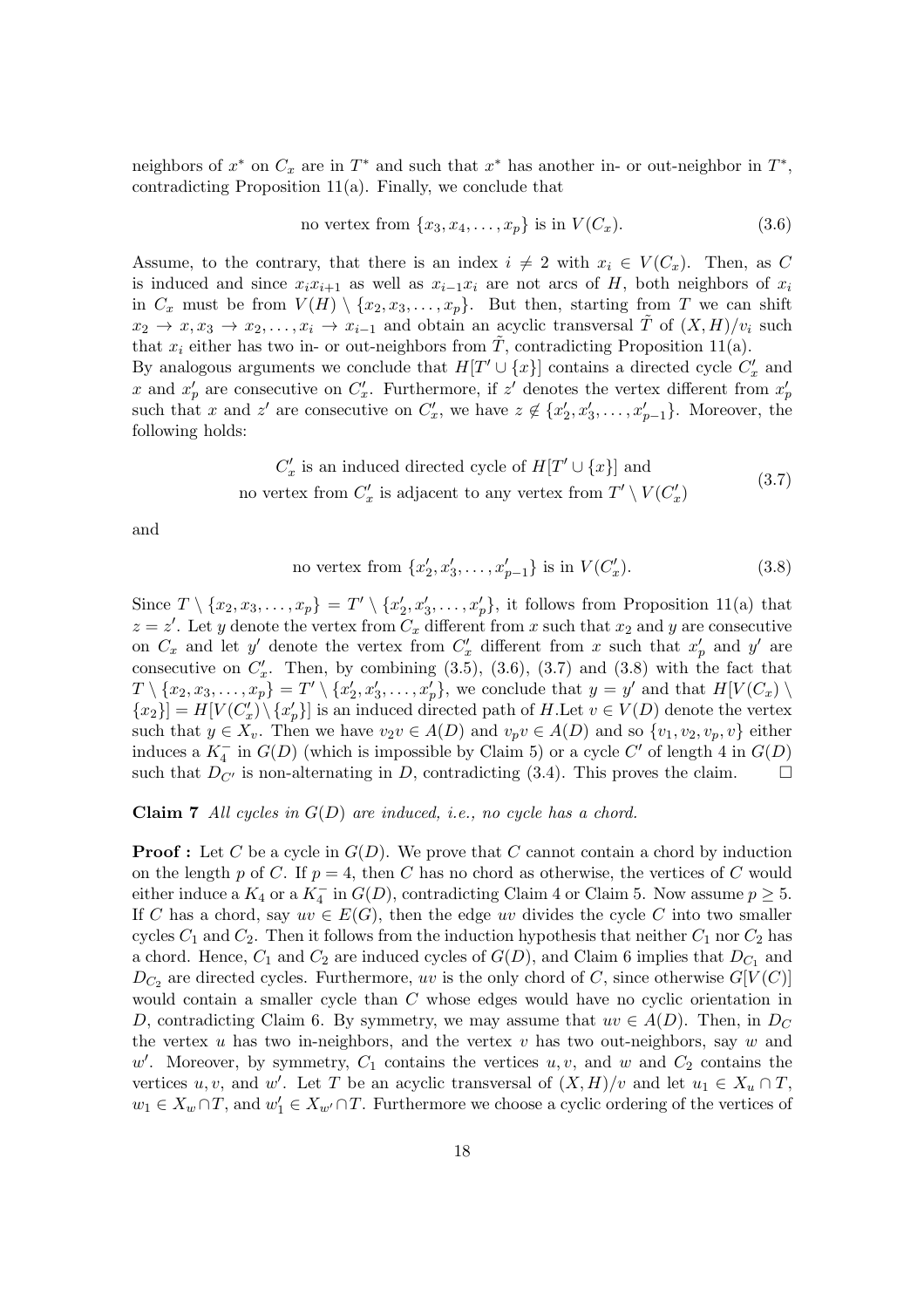neighbors of $x^*$ on $C_x$ are in $T^*$ and such that $x^*$ has another in- or out-neighbor in $T^*$, contradicting Proposition 11(a). Finally, we conclude that

$$\text{no vertex from } \{x_3, x_4, \ldots, x_p\} \text{ is in } V(C_x). \tag{3.6}$$

Assume, to the contrary, that there is an index $i \neq 2$ with $x_i \in V(C_x)$. Then, as $C$ is induced and since $x_i x_{i+1}$ as well as $x_{i-1}x_i$ are not arcs of $H$, both neighbors of $x_i$ in $C_x$ must be from $V(H) \setminus \{x_2, x_3, \ldots, x_p\}$. But then, starting from $T$ we can shift $x_2 \to x, x_3 \to x_2, \ldots, x_i \to x_{i-1}$ and obtain an acyclic transversal $\tilde{T}$ of $(X,H)/v_i$ such that $x_i$ either has two in- or out-neighbors from $\tilde{T}$, contradicting Proposition 11(a).
By analogous arguments we conclude that $H[T' \cup \{x\}]$ contains a directed cycle $C'_x$ and $x$ and $x'_p$ are consecutive on $C'_x$. Furthermore, if $z'$ denotes the vertex different from $x'_p$ such that $x$ and $z'$ are consecutive on $C'_x$, we have $z \notin \{x'_2, x'_3, \ldots, x'_{p-1}\}$. Moreover, the following holds:

$$\begin{array}{c} C'_x \text{ is an induced directed cycle of } H[T' \cup \{x\}] \text{ and} \\ \text{no vertex from } C'_x \text{ is adjacent to any vertex from } T' \setminus V(C'_x) \end{array} \tag{3.7}$$

and

$$\text{no vertex from } \{x'_2, x'_3, \ldots, x'_{p-1}\} \text{ is in } V(C'_x). \tag{3.8}$$

Since $T \setminus \{x_2, x_3, \ldots, x_p\} = T' \setminus \{x'_2, x'_3, \ldots, x'_p\}$, it follows from Proposition 11(a) that $z = z'$. Let $y$ denote the vertex from $C_x$ different from $x$ such that $x_2$ and $y$ are consecutive on $C_x$ and let $y'$ denote the vertex from $C'_x$ different from $x$ such that $x'_p$ and $y'$ are consecutive on $C'_x$. Then, by combining (3.5), (3.6), (3.7) and (3.8) with the fact that $T \setminus \{x_2, x_3, \ldots, x_p\} = T' \setminus \{x'_2, x'_3, \ldots, x'_p\}$, we conclude that $y = y'$ and that $H[V(C_x) \setminus \{x_2\}] = H[V(C'_x) \setminus \{x'_p\}]$ is an induced directed path of $H$.Let $v \in V(D)$ denote the vertex such that $y \in X_v$. Then we have $v_2 v \in A(D)$ and $v_p v \in A(D)$ and so $\{v_1, v_2, v_p, v\}$ either induces a $K_4^-$ in $G(D)$ (which is impossible by Claim 5) or a cycle $C'$ of length 4 in $G(D)$ such that $D_{C'}$ is non-alternating in $D$, contradicting (3.4). This proves the claim. $\square$

**Claim 7** *All cycles in $G(D)$ are induced, i.e., no cycle has a chord.*

**Proof :** Let $C$ be a cycle in $G(D)$. We prove that $C$ cannot contain a chord by induction on the length $p$ of $C$. If $p = 4$, then $C$ has no chord as otherwise, the vertices of $C$ would either induce a $K_4$ or a $K_4^-$ in $G(D)$, contradicting Claim 4 or Claim 5. Now assume $p \geq 5$. If $C$ has a chord, say $uv \in E(G)$, then the edge $uv$ divides the cycle $C$ into two smaller cycles $C_1$ and $C_2$. Then it follows from the induction hypothesis that neither $C_1$ nor $C_2$ has a chord. Hence, $C_1$ and $C_2$ are induced cycles of $G(D)$, and Claim 6 implies that $D_{C_1}$ and $D_{C_2}$ are directed cycles. Furthermore, $uv$ is the only chord of $C$, since otherwise $G[V(C)]$ would contain a smaller cycle than $C$ whose edges would have no cyclic orientation in $D$, contradicting Claim 6. By symmetry, we may assume that $uv \in A(D)$. Then, in $D_C$ the vertex $u$ has two in-neighbors, and the vertex $v$ has two out-neighbors, say $w$ and $w'$. Moreover, by symmetry, $C_1$ contains the vertices $u, v$, and $w$ and $C_2$ contains the vertices $u, v$, and $w'$. Let $T$ be an acyclic transversal of $(X,H)/v$ and let $u_1 \in X_u \cap T$, $w_1 \in X_w \cap T$, and $w'_1 \in X_{w'} \cap T$. Furthermore we choose a cyclic ordering of the vertices of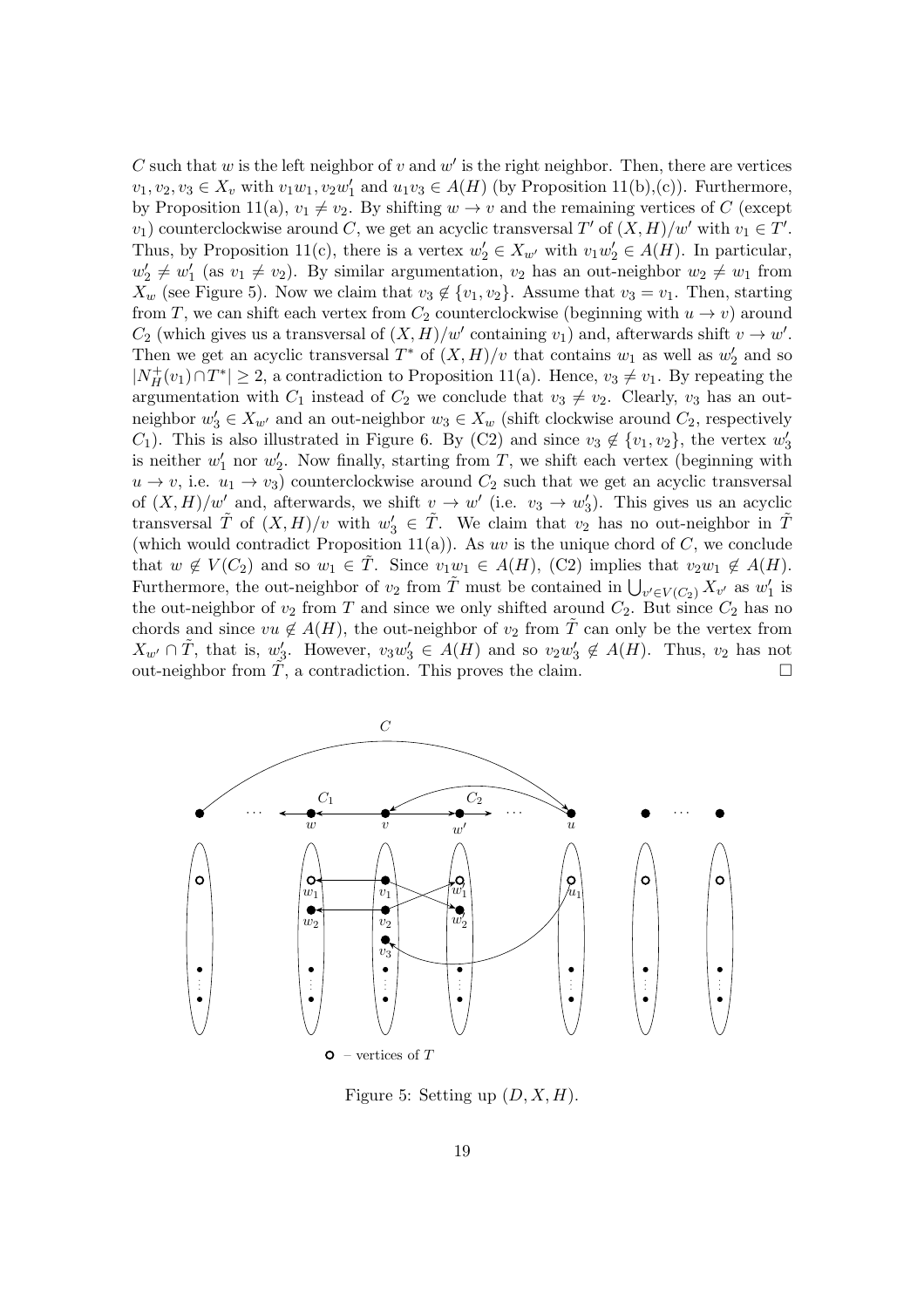$C$ such that $w$ is the left neighbor of $v$ and $w'$ is the right neighbor. Then, there are vertices $v_1, v_2, v_3 \in X_v$ with $v_1w_1$, $v_2w'_1$ and $u_1v_3 \in A(H)$ (by Proposition 11(b),(c)). Furthermore, by Proposition 11(a), $v_1 \neq v_2$. By shifting $w \to v$ and the remaining vertices of $C$ (except $v_1$) counterclockwise around $C$, we get an acyclic transversal $T'$ of $(X, H)/w'$ with $v_1 \in T'$. Thus, by Proposition 11(c), there is a vertex $w'_2 \in X_{w'}$ with $v_1w'_2 \in A(H)$. In particular, $w'_2 \neq w'_1$ (as $v_1 \neq v_2$). By similar argumentation, $v_2$ has an out-neighbor $w_2 \neq w_1$ from $X_w$ (see Figure 5). Now we claim that $v_3 \notin \{v_1, v_2\}$. Assume that $v_3 = v_1$. Then, starting from $T$, we can shift each vertex from $C_2$ counterclockwise (beginning with $u \to v$) around $C_2$ (which gives us a transversal of $(X, H)/w'$ containing $v_1$) and, afterwards shift $v \to w'$. Then we get an acyclic transversal $T^*$ of $(X, H)/v$ that contains $w_1$ as well as $w'_2$ and so $|N^+_H(v_1) \cap T^*| \geq 2$, a contradiction to Proposition 11(a). Hence, $v_3 \neq v_1$. By repeating the argumentation with $C_1$ instead of $C_2$ we conclude that $v_3 \neq v_2$. Clearly, $v_3$ has an out-neighbor $w'_3 \in X_{w'}$ and an out-neighbor $w_3 \in X_w$ (shift clockwise around $C_2$, respectively $C_1$). This is also illustrated in Figure 6. By (C2) and since $v_3 \notin \{v_1, v_2\}$, the vertex $w'_3$ is neither $w'_1$ nor $w'_2$. Now finally, starting from $T$, we shift each vertex (beginning with $u \to v$, i.e. $u_1 \to v_3$) counterclockwise around $C_2$ such that we get an acyclic transversal of $(X, H)/w'$ and, afterwards, we shift $v \to w'$ (i.e. $v_3 \to w'_3$). This gives us an acyclic transversal $\tilde{T}$ of $(X, H)/v$ with $w'_3 \in \tilde{T}$. We claim that $v_2$ has no out-neighbor in $\tilde{T}$ (which would contradict Proposition 11(a)). As $uv$ is the unique chord of $C$, we conclude that $w \notin V(C_2)$ and so $w_1 \in \tilde{T}$. Since $v_1w_1 \in A(H)$, (C2) implies that $v_2w_1 \notin A(H)$. Furthermore, the out-neighbor of $v_2$ from $\tilde{T}$ must be contained in $\bigcup_{v' \in V(C_2)} X_{v'}$ as $w'_1$ is the out-neighbor of $v_2$ from $T$ and since we only shifted around $C_2$. But since $C_2$ has no chords and since $vu \notin A(H)$, the out-neighbor of $v_2$ from $\tilde{T}$ can only be the vertex from $X_{w'} \cap \tilde{T}$, that is, $w'_3$. However, $v_3w'_3 \in A(H)$ and so $v_2w'_3 \notin A(H)$. Thus, $v_2$ has not out-neighbor from $\tilde{T}$, a contradiction. This proves the claim. $\square$

Figure 5: Setting up $(D, X, H)$.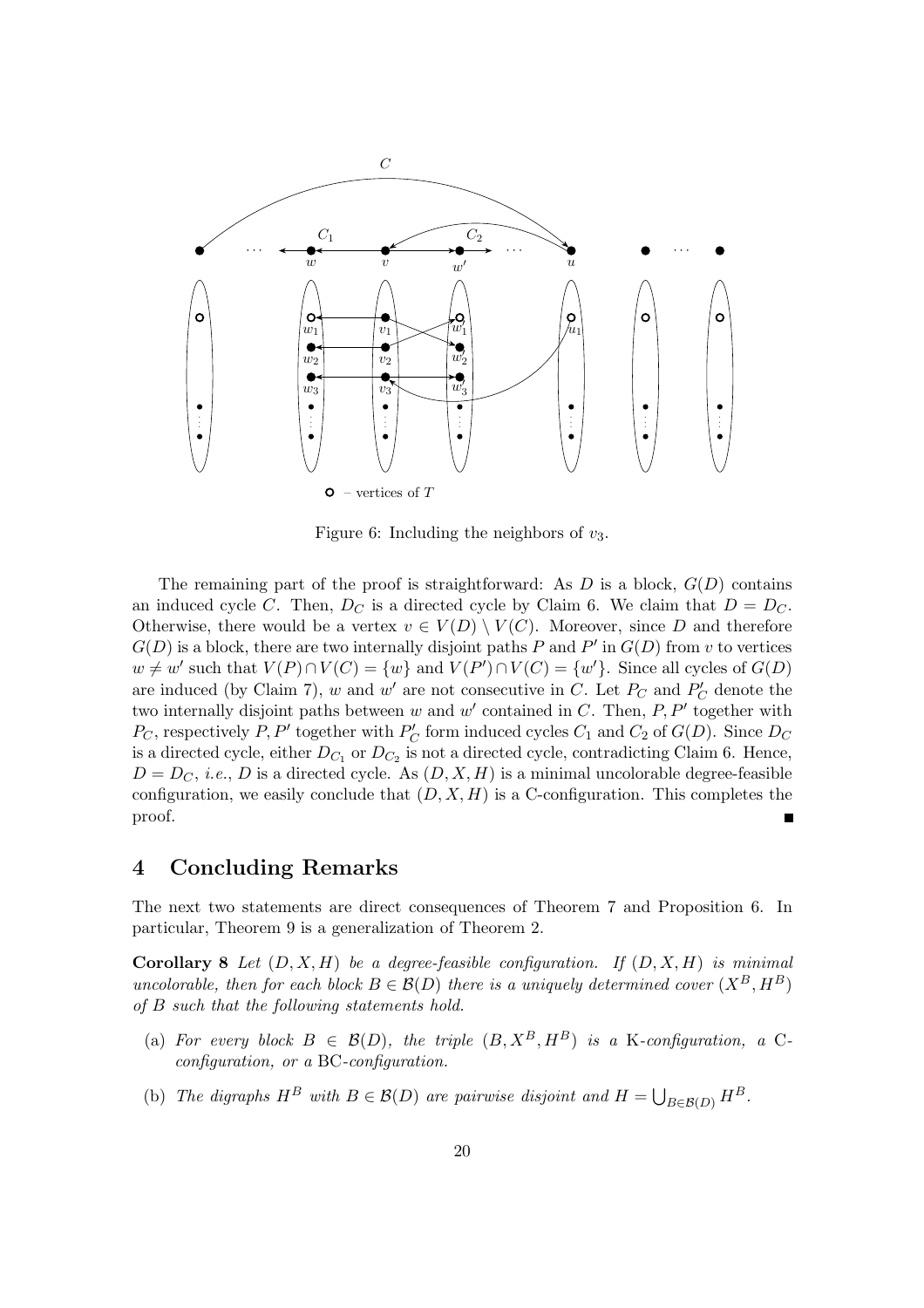Figure 6: Including the neighbors of $v_3$.

The remaining part of the proof is straightforward: As $D$ is a block, $G(D)$ contains an induced cycle $C$. Then, $D_C$ is a directed cycle by Claim 6. We claim that $D = D_C$. Otherwise, there would be a vertex $v \in V(D) \setminus V(C)$. Moreover, since $D$ and therefore $G(D)$ is a block, there are two internally disjoint paths $P$ and $P'$ in $G(D)$ from $v$ to vertices $w \neq w'$ such that $V(P) \cap V(C) = \{w\}$ and $V(P') \cap V(C) = \{w'\}$. Since all cycles of $G(D)$ are induced (by Claim 7), $w$ and $w'$ are not consecutive in $C$. Let $P_C$ and $P'_C$ denote the two internally disjoint paths between $w$ and $w'$ contained in $C$. Then, $P, P'$ together with $P_C$, respectively $P, P'$ together with $P'_C$ form induced cycles $C_1$ and $C_2$ of $G(D)$. Since $D_C$ is a directed cycle, either $D_{C_1}$ or $D_{C_2}$ is not a directed cycle, contradicting Claim 6. Hence, $D = D_C$, *i.e.*, $D$ is a directed cycle. As $(D, X, H)$ is a minimal uncolorable degree-feasible configuration, we easily conclude that $(D, X, H)$ is a C-configuration. This completes the proof. ∎

## 4 Concluding Remarks

The next two statements are direct consequences of Theorem 7 and Proposition 6. In particular, Theorem 9 is a generalization of Theorem 2.

**Corollary 8** *Let $(D, X, H)$ be a degree-feasible configuration. If $(D, X, H)$ is minimal uncolorable, then for each block $B \in \mathcal{B}(D)$ there is a uniquely determined cover $(X^B, H^B)$ of $B$ such that the following statements hold.*

- (a) *For every block $B \in \mathcal{B}(D)$, the triple $(B, X^B, H^B)$ is a* K*-configuration, a* C*-configuration, or a* BC*-configuration.*
- (b) *The digraphs $H^B$ with $B \in \mathcal{B}(D)$ are pairwise disjoint and $H = \bigcup_{B \in \mathcal{B}(D)} H^B$.*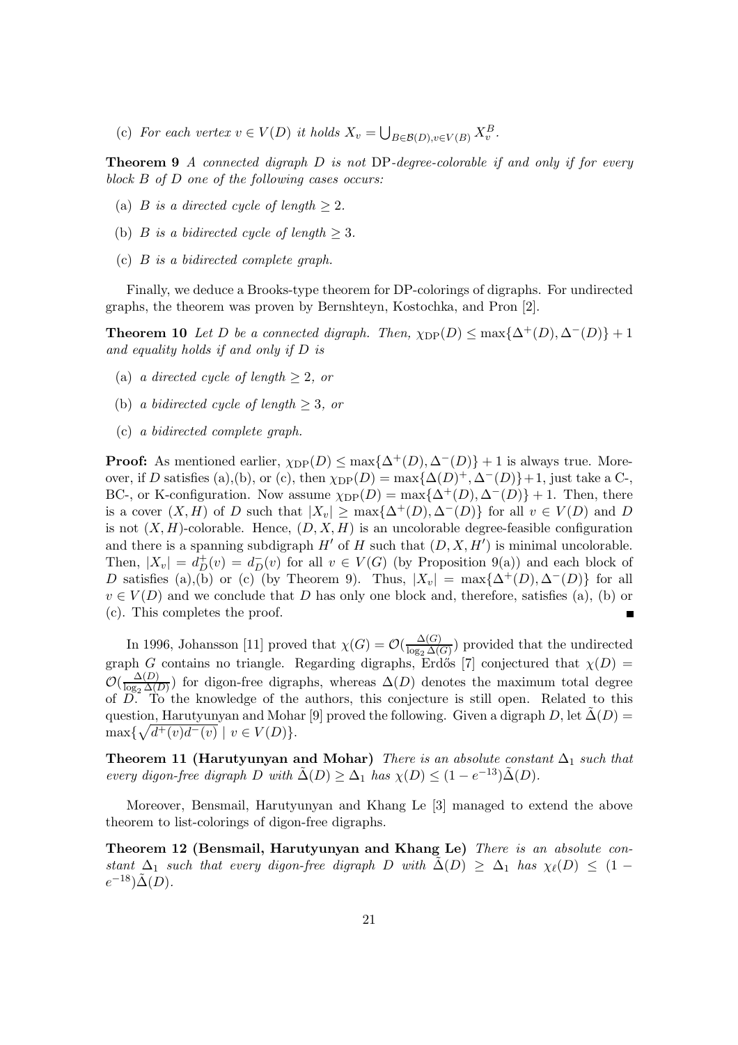(c) *For each vertex $v \in V(D)$ it holds $X_v = \bigcup_{B \in \mathcal{B}(D), v \in V(B)} X_v^B$.*

**Theorem 9** *A connected digraph $D$ is not* DP*-degree-colorable if and only if for every block $B$ of $D$ one of the following cases occurs:*

(a) *$B$ is a directed cycle of length $\geq 2$.*

(b) *$B$ is a bidirected cycle of length $\geq 3$.*

(c) *$B$ is a bidirected complete graph.*

Finally, we deduce a Brooks-type theorem for DP-colorings of digraphs. For undirected graphs, the theorem was proven by Bernshteyn, Kostochka, and Pron [2].

**Theorem 10** *Let $D$ be a connected digraph. Then, $\chi_{\rm DP}(D) \leq \max\{\Delta^+(D), \Delta^-(D)\} + 1$ and equality holds if and only if $D$ is*

(a) *a directed cycle of length $\geq 2$, or*

(b) *a bidirected cycle of length $\geq 3$, or*

(c) *a bidirected complete graph.*

**Proof:** As mentioned earlier, $\chi_{\rm DP}(D) \leq \max\{\Delta^+(D), \Delta^-(D)\} + 1$ is always true. Moreover, if $D$ satisfies (a),(b), or (c), then $\chi_{\rm DP}(D) = \max\{\Delta(D)^+, \Delta^-(D)\}+1$, just take a C-, BC-, or K-configuration. Now assume $\chi_{\rm DP}(D) = \max\{\Delta^+(D), \Delta^-(D)\} + 1$. Then, there is a cover $(X, H)$ of $D$ such that $|X_v| \geq \max\{\Delta^+(D), \Delta^-(D)\}$ for all $v \in V(D)$ and $D$ is not $(X, H)$-colorable. Hence, $(D, X, H)$ is an uncolorable degree-feasible configuration and there is a spanning subdigraph $H'$ of $H$ such that $(D, X, H')$ is minimal uncolorable. Then, $|X_v| = d_D^+(v) = d_D^-(v)$ for all $v \in V(G)$ (by Proposition 9(a)) and each block of $D$ satisfies (a),(b) or (c) (by Theorem 9). Thus, $|X_v| = \max\{\Delta^+(D), \Delta^-(D)\}$ for all $v \in V(D)$ and we conclude that $D$ has only one block and, therefore, satisfies (a), (b) or (c). This completes the proof. ∎

In 1996, Johansson [11] proved that $\chi(G) = \mathcal{O}(\frac{\Delta(G)}{\log_2 \Delta(G)})$ provided that the undirected graph $G$ contains no triangle. Regarding digraphs, Erdős [7] conjectured that $\chi(D) = \mathcal{O}(\frac{\Delta(D)}{\log_2 \Delta(D)})$ for digon-free digraphs, whereas $\Delta(D)$ denotes the maximum total degree of $D$. To the knowledge of the authors, this conjecture is still open. Related to this question, Harutyunyan and Mohar [9] proved the following. Given a digraph $D$, let $\tilde{\Delta}(D) = \max\{\sqrt{d^+(v)d^-(v)} \mid v \in V(D)\}$.

**Theorem 11 (Harutyunyan and Mohar)** *There is an absolute constant $\Delta_1$ such that every digon-free digraph $D$ with $\tilde{\Delta}(D) \geq \Delta_1$ has $\chi(D) \leq (1 - e^{-13})\tilde{\Delta}(D)$.*

Moreover, Bensmail, Harutyunyan and Khang Le [3] managed to extend the above theorem to list-colorings of digon-free digraphs.

**Theorem 12 (Bensmail, Harutyunyan and Khang Le)** *There is an absolute constant $\Delta_1$ such that every digon-free digraph $D$ with $\tilde{\Delta}(D) \geq \Delta_1$ has $\chi_\ell(D) \leq (1 - e^{-18})\tilde{\Delta}(D)$.*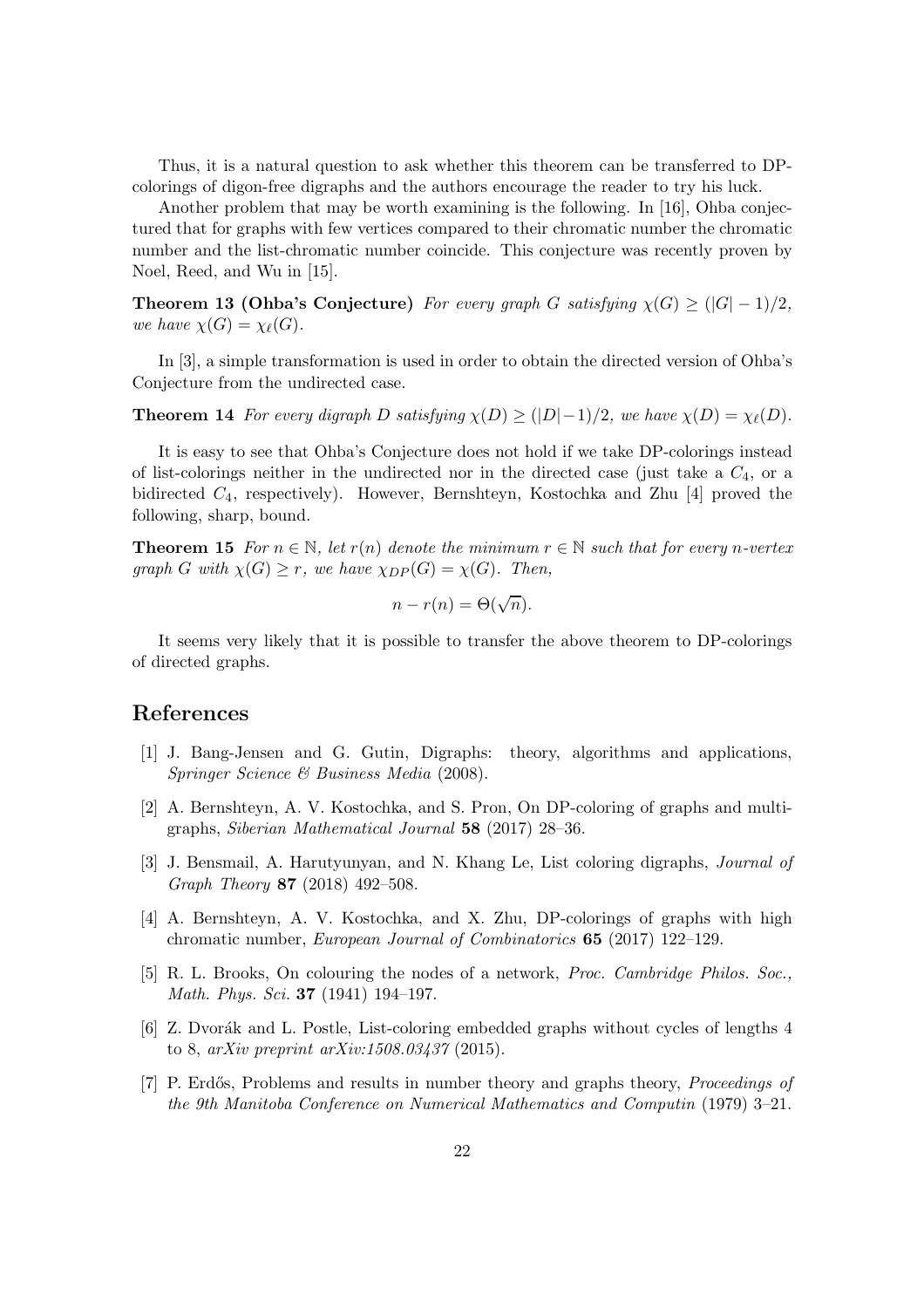Thus, it is a natural question to ask whether this theorem can be transferred to DP-colorings of digon-free digraphs and the authors encourage the reader to try his luck.

Another problem that may be worth examining is the following. In [16], Ohba conjectured that for graphs with few vertices compared to their chromatic number the chromatic number and the list-chromatic number coincide. This conjecture was recently proven by Noel, Reed, and Wu in [15].

**Theorem 13 (Ohba's Conjecture)** *For every graph $G$ satisfying $\chi(G) \geq (|G| - 1)/2$, we have $\chi(G) = \chi_\ell(G)$.*

In [3], a simple transformation is used in order to obtain the directed version of Ohba's Conjecture from the undirected case.

**Theorem 14** *For every digraph $D$ satisfying $\chi(D) \geq (|D| - 1)/2$, we have $\chi(D) = \chi_\ell(D)$.*

It is easy to see that Ohba's Conjecture does not hold if we take DP-colorings instead of list-colorings neither in the undirected nor in the directed case (just take a $C_4$, or a bidirected $C_4$, respectively). However, Bernshteyn, Kostochka and Zhu [4] proved the following, sharp, bound.

**Theorem 15** *For $n \in \mathbb{N}$, let $r(n)$ denote the minimum $r \in \mathbb{N}$ such that for every $n$-vertex graph $G$ with $\chi(G) \geq r$, we have $\chi_{DP}(G) = \chi(G)$. Then,*

$$n - r(n) = \Theta(\sqrt{n}).$$

It seems very likely that it is possible to transfer the above theorem to DP-colorings of directed graphs.

# References

[1] J. Bang-Jensen and G. Gutin, Digraphs: theory, algorithms and applications, *Springer Science & Business Media* (2008).

[2] A. Bernshteyn, A. V. Kostochka, and S. Pron, On DP-coloring of graphs and multigraphs, *Siberian Mathematical Journal* **58** (2017) 28–36.

[3] J. Bensmail, A. Harutyunyan, and N. Khang Le, List coloring digraphs, *Journal of Graph Theory* **87** (2018) 492–508.

[4] A. Bernshteyn, A. V. Kostochka, and X. Zhu, DP-colorings of graphs with high chromatic number, *European Journal of Combinatorics* **65** (2017) 122–129.

[5] R. L. Brooks, On colouring the nodes of a network, *Proc. Cambridge Philos. Soc., Math. Phys. Sci.* **37** (1941) 194–197.

[6] Z. Dvorák and L. Postle, List-coloring embedded graphs without cycles of lengths 4 to 8, *arXiv preprint arXiv:1508.03437* (2015).

[7] P. Erdős, Problems and results in number theory and graphs theory, *Proceedings of the 9th Manitoba Conference on Numerical Mathematics and Computin* (1979) 3–21.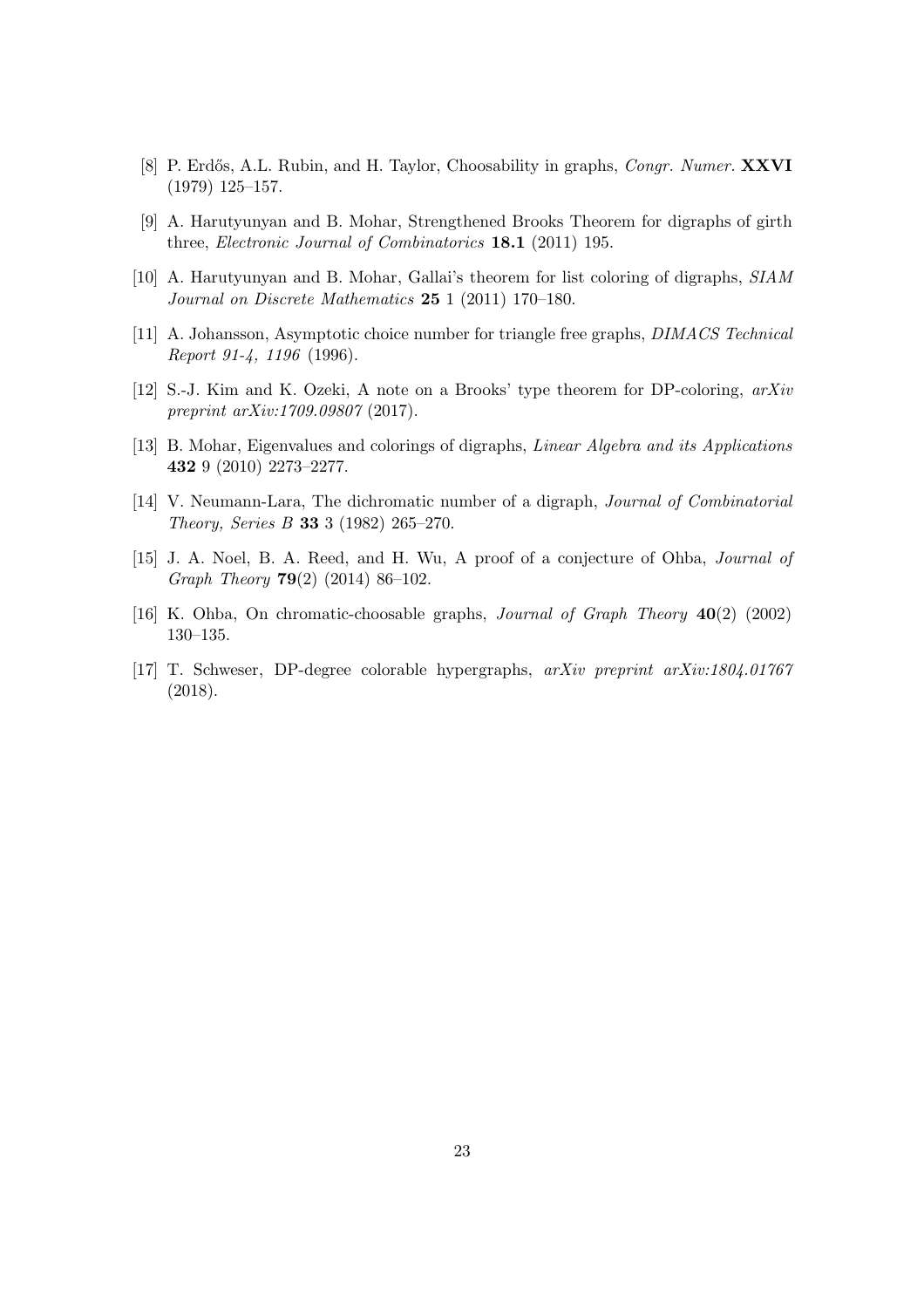[8] P. Erdős, A.L. Rubin, and H. Taylor, Choosability in graphs, *Congr. Numer.* **XXVI** (1979) 125–157.

[9] A. Harutyunyan and B. Mohar, Strengthened Brooks Theorem for digraphs of girth three, *Electronic Journal of Combinatorics* **18.1** (2011) 195.

[10] A. Harutyunyan and B. Mohar, Gallai's theorem for list coloring of digraphs, *SIAM Journal on Discrete Mathematics* **25** 1 (2011) 170–180.

[11] A. Johansson, Asymptotic choice number for triangle free graphs, *DIMACS Technical Report 91-4, 1196* (1996).

[12] S.-J. Kim and K. Ozeki, A note on a Brooks' type theorem for DP-coloring, *arXiv preprint arXiv:1709.09807* (2017).

[13] B. Mohar, Eigenvalues and colorings of digraphs, *Linear Algebra and its Applications* **432** 9 (2010) 2273–2277.

[14] V. Neumann-Lara, The dichromatic number of a digraph, *Journal of Combinatorial Theory, Series B* **33** 3 (1982) 265–270.

[15] J. A. Noel, B. A. Reed, and H. Wu, A proof of a conjecture of Ohba, *Journal of Graph Theory* **79**(2) (2014) 86–102.

[16] K. Ohba, On chromatic-choosable graphs, *Journal of Graph Theory* **40**(2) (2002) 130–135.

[17] T. Schweser, DP-degree colorable hypergraphs, *arXiv preprint arXiv:1804.01767* (2018).